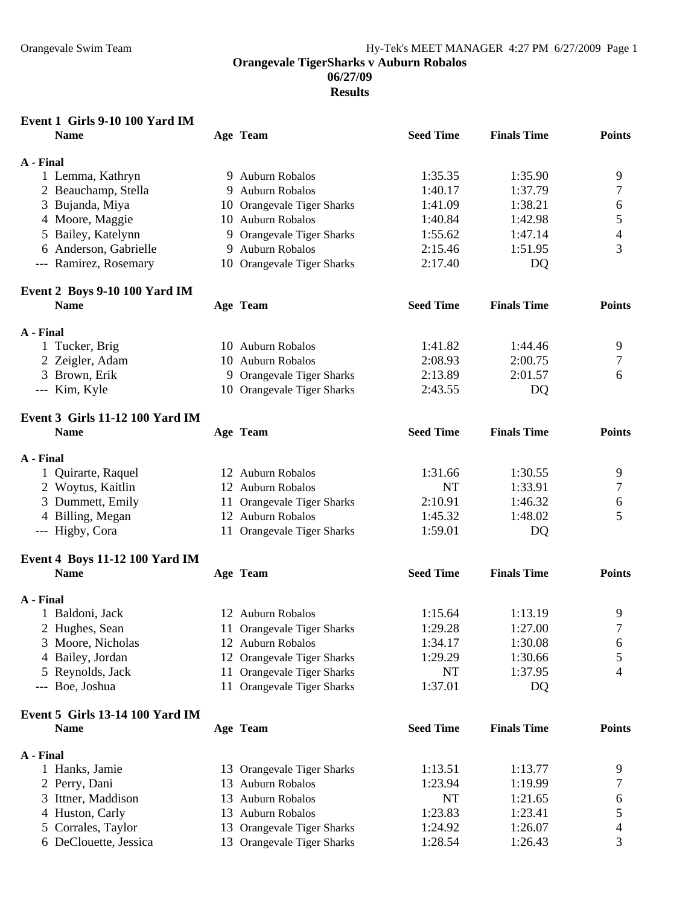# Orangevale TigerSharks v Auburn Robalos

**06/27/09**

**Results**

### Event 1 Girls 9-10 100 Yard IM

| | Name | Age | Team | Seed Time | Finals Time | Points |
|---|---|---|---|---|---|---|
| **A - Final** | | | | | | |
| 1 | Lemma, Kathryn | 9 | Auburn Robalos | 1:35.35 | 1:35.90 | 9 |
| 2 | Beauchamp, Stella | 9 | Auburn Robalos | 1:40.17 | 1:37.79 | 7 |
| 3 | Bujanda, Miya | 10 | Orangevale Tiger Sharks | 1:41.09 | 1:38.21 | 6 |
| 4 | Moore, Maggie | 10 | Auburn Robalos | 1:40.84 | 1:42.98 | 5 |
| 5 | Bailey, Katelynn | 9 | Orangevale Tiger Sharks | 1:55.62 | 1:47.14 | 4 |
| 6 | Anderson, Gabrielle | 9 | Auburn Robalos | 2:15.46 | 1:51.95 | 3 |
| --- | Ramirez, Rosemary | 10 | Orangevale Tiger Sharks | 2:17.40 | DQ | |

### Event 2 Boys 9-10 100 Yard IM

| | Name | Age | Team | Seed Time | Finals Time | Points |
|---|---|---|---|---|---|---|
| **A - Final** | | | | | | |
| 1 | Tucker, Brig | 10 | Auburn Robalos | 1:41.82 | 1:44.46 | 9 |
| 2 | Zeigler, Adam | 10 | Auburn Robalos | 2:08.93 | 2:00.75 | 7 |
| 3 | Brown, Erik | 9 | Orangevale Tiger Sharks | 2:13.89 | 2:01.57 | 6 |
| --- | Kim, Kyle | 10 | Orangevale Tiger Sharks | 2:43.55 | DQ | |

### Event 3 Girls 11-12 100 Yard IM

| | Name | Age | Team | Seed Time | Finals Time | Points |
|---|---|---|---|---|---|---|
| **A - Final** | | | | | | |
| 1 | Quirarte, Raquel | 12 | Auburn Robalos | 1:31.66 | 1:30.55 | 9 |
| 2 | Woytus, Kaitlin | 12 | Auburn Robalos | NT | 1:33.91 | 7 |
| 3 | Dummett, Emily | 11 | Orangevale Tiger Sharks | 2:10.91 | 1:46.32 | 6 |
| 4 | Billing, Megan | 12 | Auburn Robalos | 1:45.32 | 1:48.02 | 5 |
| --- | Higby, Cora | 11 | Orangevale Tiger Sharks | 1:59.01 | DQ | |

### Event 4 Boys 11-12 100 Yard IM

| | Name | Age | Team | Seed Time | Finals Time | Points |
|---|---|---|---|---|---|---|
| **A - Final** | | | | | | |
| 1 | Baldoni, Jack | 12 | Auburn Robalos | 1:15.64 | 1:13.19 | 9 |
| 2 | Hughes, Sean | 11 | Orangevale Tiger Sharks | 1:29.28 | 1:27.00 | 7 |
| 3 | Moore, Nicholas | 12 | Auburn Robalos | 1:34.17 | 1:30.08 | 6 |
| 4 | Bailey, Jordan | 12 | Orangevale Tiger Sharks | 1:29.29 | 1:30.66 | 5 |
| 5 | Reynolds, Jack | 11 | Orangevale Tiger Sharks | NT | 1:37.95 | 4 |
| --- | Boe, Joshua | 11 | Orangevale Tiger Sharks | 1:37.01 | DQ | |

### Event 5 Girls 13-14 100 Yard IM

| | Name | Age | Team | Seed Time | Finals Time | Points |
|---|---|---|---|---|---|---|
| **A - Final** | | | | | | |
| 1 | Hanks, Jamie | 13 | Orangevale Tiger Sharks | 1:13.51 | 1:13.77 | 9 |
| 2 | Perry, Dani | 13 | Auburn Robalos | 1:23.94 | 1:19.99 | 7 |
| 3 | Ittner, Maddison | 13 | Auburn Robalos | NT | 1:21.65 | 6 |
| 4 | Huston, Carly | 13 | Auburn Robalos | 1:23.83 | 1:23.41 | 5 |
| 5 | Corrales, Taylor | 13 | Orangevale Tiger Sharks | 1:24.92 | 1:26.07 | 4 |
| 6 | DeClouette, Jessica | 13 | Orangevale Tiger Sharks | 1:28.54 | 1:26.43 | 3 |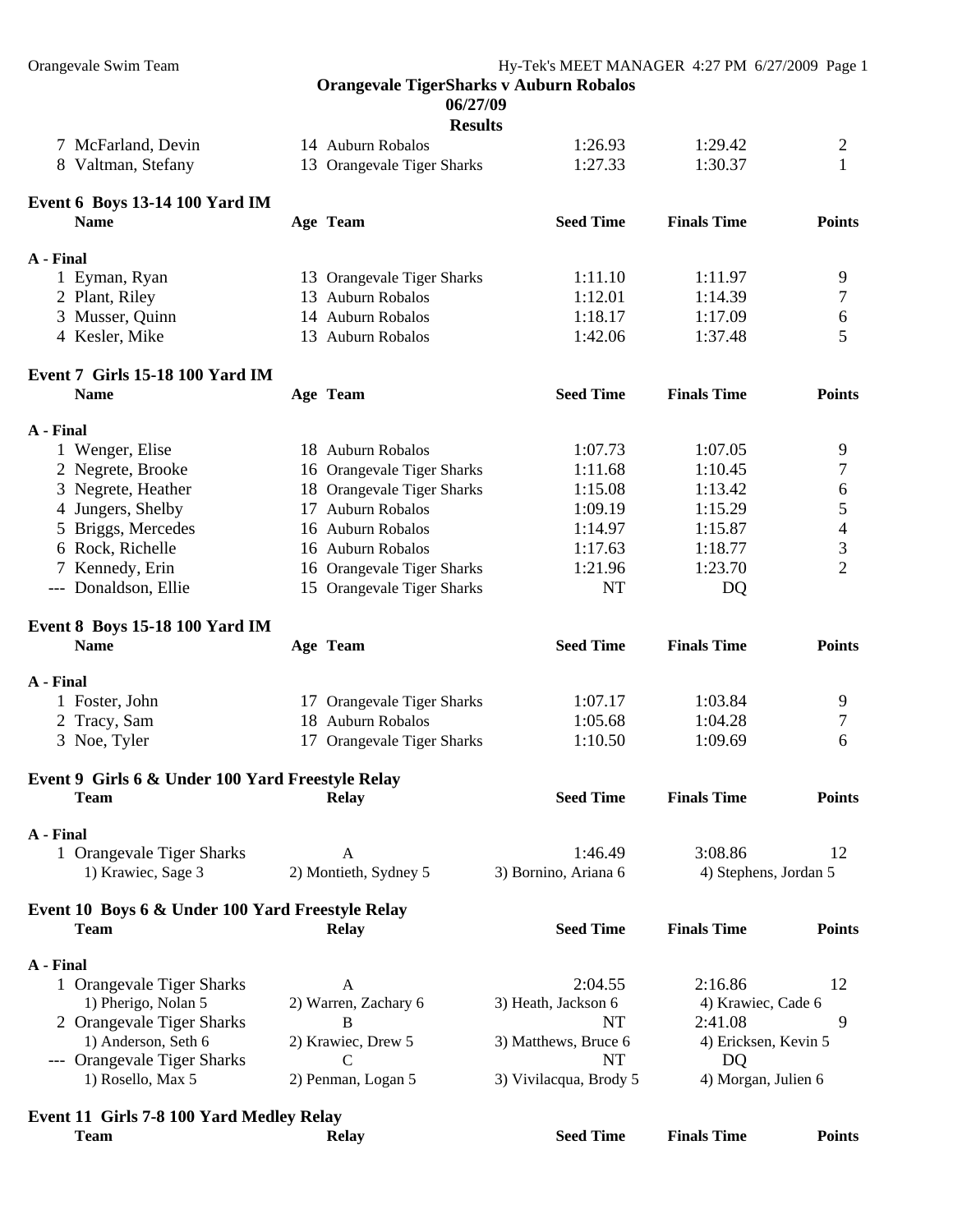## Orangevale TigerSharks v Auburn Robalos

**06/27/09**

**Results**

| | Name | Age | Team | Seed Time | Finals Time | Points |
|---|---|---|---|---|---|---|
| 7 | McFarland, Devin | 14 | Auburn Robalos | 1:26.93 | 1:29.42 | 2 |
| 8 | Valtman, Stefany | 13 | Orangevale Tiger Sharks | 1:27.33 | 1:30.37 | 1 |

### Event 6 Boys 13-14 100 Yard IM

**A - Final**

| | Name | Age | Team | Seed Time | Finals Time | Points |
|---|---|---|---|---|---|---|
| 1 | Eyman, Ryan | 13 | Orangevale Tiger Sharks | 1:11.10 | 1:11.97 | 9 |
| 2 | Plant, Riley | 13 | Auburn Robalos | 1:12.01 | 1:14.39 | 7 |
| 3 | Musser, Quinn | 14 | Auburn Robalos | 1:18.17 | 1:17.09 | 6 |
| 4 | Kesler, Mike | 13 | Auburn Robalos | 1:42.06 | 1:37.48 | 5 |

### Event 7 Girls 15-18 100 Yard IM

**A - Final**

| | Name | Age | Team | Seed Time | Finals Time | Points |
|---|---|---|---|---|---|---|
| 1 | Wenger, Elise | 18 | Auburn Robalos | 1:07.73 | 1:07.05 | 9 |
| 2 | Negrete, Brooke | 16 | Orangevale Tiger Sharks | 1:11.68 | 1:10.45 | 7 |
| 3 | Negrete, Heather | 18 | Orangevale Tiger Sharks | 1:15.08 | 1:13.42 | 6 |
| 4 | Jungers, Shelby | 17 | Auburn Robalos | 1:09.19 | 1:15.29 | 5 |
| 5 | Briggs, Mercedes | 16 | Auburn Robalos | 1:14.97 | 1:15.87 | 4 |
| 6 | Rock, Richelle | 16 | Auburn Robalos | 1:17.63 | 1:18.77 | 3 |
| 7 | Kennedy, Erin | 16 | Orangevale Tiger Sharks | 1:21.96 | 1:23.70 | 2 |
| --- | Donaldson, Ellie | 15 | Orangevale Tiger Sharks | NT | DQ | |

### Event 8 Boys 15-18 100 Yard IM

**A - Final**

| | Name | Age | Team | Seed Time | Finals Time | Points |
|---|---|---|---|---|---|---|
| 1 | Foster, John | 17 | Orangevale Tiger Sharks | 1:07.17 | 1:03.84 | 9 |
| 2 | Tracy, Sam | 18 | Auburn Robalos | 1:05.68 | 1:04.28 | 7 |
| 3 | Noe, Tyler | 17 | Orangevale Tiger Sharks | 1:10.50 | 1:09.69 | 6 |

### Event 9 Girls 6 & Under 100 Yard Freestyle Relay

**A - Final**

| | Team | Relay | Seed Time | Finals Time | Points |
|---|---|---|---|---|---|
| 1 | Orangevale Tiger Sharks | A | 1:46.49 | 3:08.86 | 12 |
| | 1) Krawiec, Sage 3 | 2) Montieth, Sydney 5 | 3) Bornino, Ariana 6 | 4) Stephens, Jordan 5 | |

### Event 10 Boys 6 & Under 100 Yard Freestyle Relay

**A - Final**

| | Team | Relay | Seed Time | Finals Time | Points |
|---|---|---|---|---|---|
| 1 | Orangevale Tiger Sharks | A | 2:04.55 | 2:16.86 | 12 |
| | 1) Pherigo, Nolan 5 | 2) Warren, Zachary 6 | 3) Heath, Jackson 6 | 4) Krawiec, Cade 6 | |
| 2 | Orangevale Tiger Sharks | B | NT | 2:41.08 | 9 |
| | 1) Anderson, Seth 6 | 2) Krawiec, Drew 5 | 3) Matthews, Bruce 6 | 4) Ericksen, Kevin 5 | |
| --- | Orangevale Tiger Sharks | C | NT | DQ | |
| | 1) Rosello, Max 5 | 2) Penman, Logan 5 | 3) Vivilacqua, Brody 5 | 4) Morgan, Julien 6 | |

### Event 11 Girls 7-8 100 Yard Medley Relay

| Team | Relay | Seed Time | Finals Time | Points |
|---|---|---|---|---|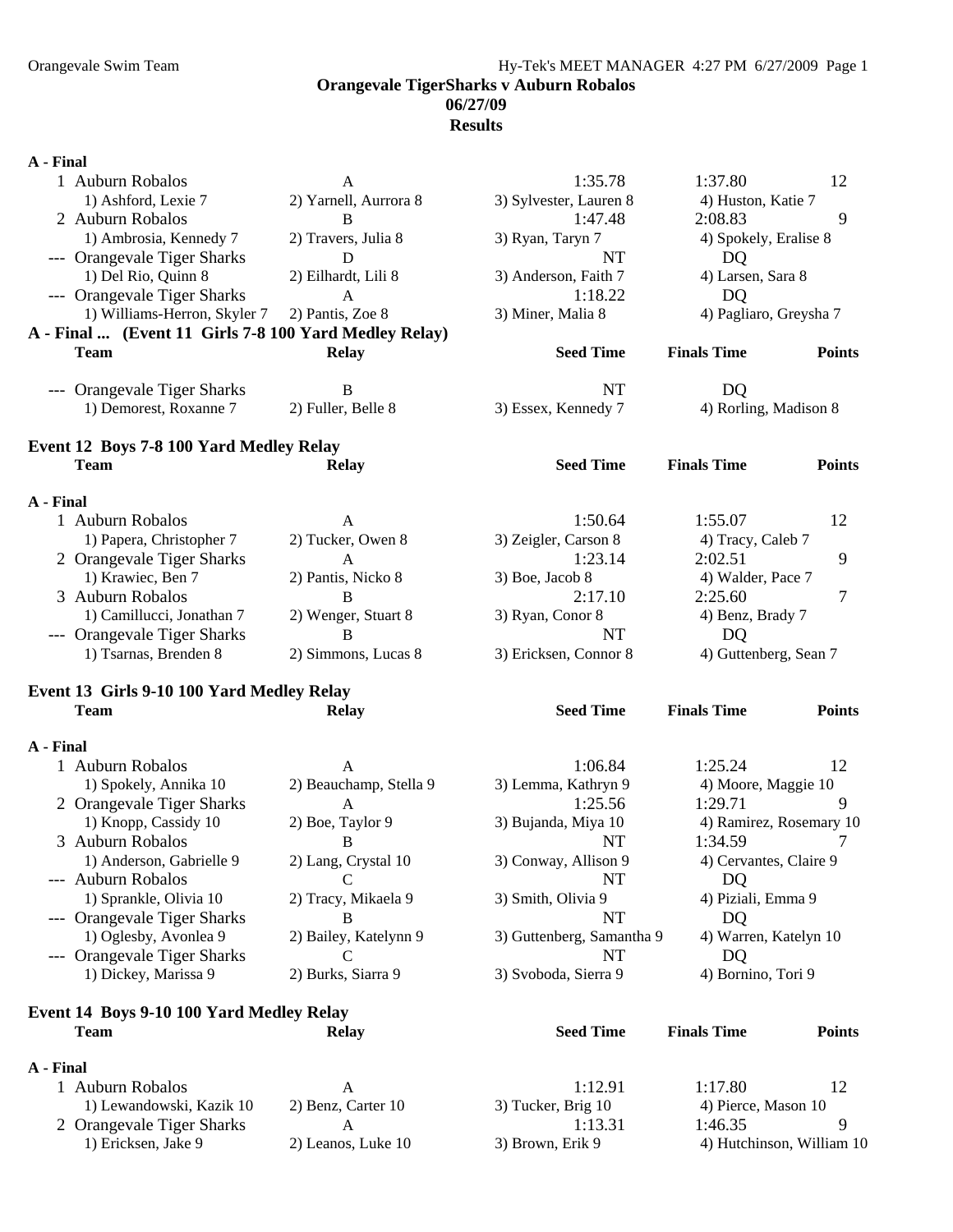**Orangevale TigerSharks v Auburn Robalos**
**06/27/09**
**Results**

**A - Final**

| | Team | Relay | Seed Time | Finals Time | Points |
|---|---|---|---|---|---|
| 1 | Auburn Robalos | A | 1:35.78 | 1:37.80 | 12 |
| | 1) Ashford, Lexie 7 | 2) Yarnell, Aurrora 8 | 3) Sylvester, Lauren 8 | 4) Huston, Katie 7 | |
| 2 | Auburn Robalos | B | 1:47.48 | 2:08.83 | 9 |
| | 1) Ambrosia, Kennedy 7 | 2) Travers, Julia 8 | 3) Ryan, Taryn 7 | 4) Spokely, Eralise 8 | |
| --- | Orangevale Tiger Sharks | D | NT | DQ | |
| | 1) Del Rio, Quinn 8 | 2) Eilhardt, Lili 8 | 3) Anderson, Faith 7 | 4) Larsen, Sara 8 | |
| --- | Orangevale Tiger Sharks | A | 1:18.22 | DQ | |
| | 1) Williams-Herron, Skyler 7 | 2) Pantis, Zoe 8 | 3) Miner, Malia 8 | 4) Pagliaro, Greysha 7 | |

**A - Final ... (Event 11 Girls 7-8 100 Yard Medley Relay)**

| | Team | Relay | Seed Time | Finals Time | Points |
|---|---|---|---|---|---|
| --- | Orangevale Tiger Sharks | B | NT | DQ | |
| | 1) Demorest, Roxanne 7 | 2) Fuller, Belle 8 | 3) Essex, Kennedy 7 | 4) Rorling, Madison 8 | |

**Event 12 Boys 7-8 100 Yard Medley Relay**

**A - Final**

| | Team | Relay | Seed Time | Finals Time | Points |
|---|---|---|---|---|---|
| 1 | Auburn Robalos | A | 1:50.64 | 1:55.07 | 12 |
| | 1) Papera, Christopher 7 | 2) Tucker, Owen 8 | 3) Zeigler, Carson 8 | 4) Tracy, Caleb 7 | |
| 2 | Orangevale Tiger Sharks | A | 1:23.14 | 2:02.51 | 9 |
| | 1) Krawiec, Ben 7 | 2) Pantis, Nicko 8 | 3) Boe, Jacob 8 | 4) Walder, Pace 7 | |
| 3 | Auburn Robalos | B | 2:17.10 | 2:25.60 | 7 |
| | 1) Camillucci, Jonathan 7 | 2) Wenger, Stuart 8 | 3) Ryan, Conor 8 | 4) Benz, Brady 7 | |
| --- | Orangevale Tiger Sharks | B | NT | DQ | |
| | 1) Tsarnas, Brenden 8 | 2) Simmons, Lucas 8 | 3) Ericksen, Connor 8 | 4) Guttenberg, Sean 7 | |

**Event 13 Girls 9-10 100 Yard Medley Relay**

**A - Final**

| | Team | Relay | Seed Time | Finals Time | Points |
|---|---|---|---|---|---|
| 1 | Auburn Robalos | A | 1:06.84 | 1:25.24 | 12 |
| | 1) Spokely, Annika 10 | 2) Beauchamp, Stella 9 | 3) Lemma, Kathryn 9 | 4) Moore, Maggie 10 | |
| 2 | Orangevale Tiger Sharks | A | 1:25.56 | 1:29.71 | 9 |
| | 1) Knopp, Cassidy 10 | 2) Boe, Taylor 9 | 3) Bujanda, Miya 10 | 4) Ramirez, Rosemary 10 | |
| 3 | Auburn Robalos | B | NT | 1:34.59 | 7 |
| | 1) Anderson, Gabrielle 9 | 2) Lang, Crystal 10 | 3) Conway, Allison 9 | 4) Cervantes, Claire 9 | |
| --- | Auburn Robalos | C | NT | DQ | |
| | 1) Sprankle, Olivia 10 | 2) Tracy, Mikaela 9 | 3) Smith, Olivia 9 | 4) Piziali, Emma 9 | |
| --- | Orangevale Tiger Sharks | B | NT | DQ | |
| | 1) Oglesby, Avonlea 9 | 2) Bailey, Katelynn 9 | 3) Guttenberg, Samantha 9 | 4) Warren, Katelyn 10 | |
| --- | Orangevale Tiger Sharks | C | NT | DQ | |
| | 1) Dickey, Marissa 9 | 2) Burks, Siarra 9 | 3) Svoboda, Sierra 9 | 4) Bornino, Tori 9 | |

**Event 14 Boys 9-10 100 Yard Medley Relay**

**A - Final**

| | Team | Relay | Seed Time | Finals Time | Points |
|---|---|---|---|---|---|
| 1 | Auburn Robalos | A | 1:12.91 | 1:17.80 | 12 |
| | 1) Lewandowski, Kazik 10 | 2) Benz, Carter 10 | 3) Tucker, Brig 10 | 4) Pierce, Mason 10 | |
| 2 | Orangevale Tiger Sharks | A | 1:13.31 | 1:46.35 | 9 |
| | 1) Ericksen, Jake 9 | 2) Leanos, Luke 10 | 3) Brown, Erik 9 | 4) Hutchinson, William 10 | |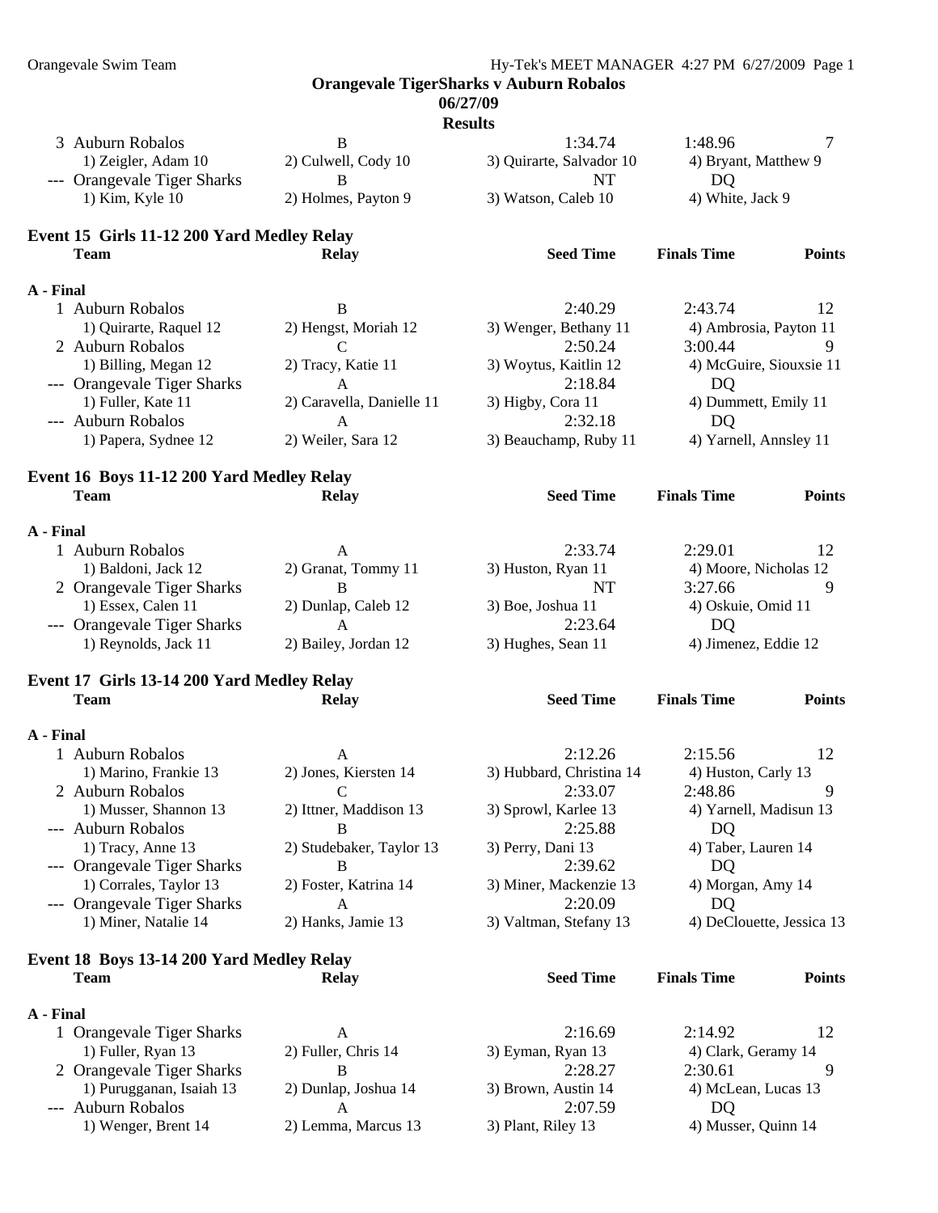## Orangevale TigerSharks v Auburn Robalos

06/27/09

**Results**

| | Team | Relay | Seed Time | Finals Time | Points |
|---|---|---|---|---|---|
| 3 | Auburn Robalos | B | 1:34.74 | 1:48.96 | 7 |
| | 1) Zeigler, Adam 10 | 2) Culwell, Cody 10 | 3) Quirarte, Salvador 10 | 4) Bryant, Matthew 9 | |
| --- | Orangevale Tiger Sharks | B | NT | DQ | |
| | 1) Kim, Kyle 10 | 2) Holmes, Payton 9 | 3) Watson, Caleb 10 | 4) White, Jack 9 | |

### Event 15 Girls 11-12 200 Yard Medley Relay

**A - Final**

| | Team | Relay | Seed Time | Finals Time | Points |
|---|---|---|---|---|---|
| 1 | Auburn Robalos | B | 2:40.29 | 2:43.74 | 12 |
| | 1) Quirarte, Raquel 12 | 2) Hengst, Moriah 12 | 3) Wenger, Bethany 11 | 4) Ambrosia, Payton 11 | |
| 2 | Auburn Robalos | C | 2:50.24 | 3:00.44 | 9 |
| | 1) Billing, Megan 12 | 2) Tracy, Katie 11 | 3) Woytus, Kaitlin 12 | 4) McGuire, Siouxsie 11 | |
| --- | Orangevale Tiger Sharks | A | 2:18.84 | DQ | |
| | 1) Fuller, Kate 11 | 2) Caravella, Danielle 11 | 3) Higby, Cora 11 | 4) Dummett, Emily 11 | |
| --- | Auburn Robalos | A | 2:32.18 | DQ | |
| | 1) Papera, Sydnee 12 | 2) Weiler, Sara 12 | 3) Beauchamp, Ruby 11 | 4) Yarnell, Annsley 11 | |

### Event 16 Boys 11-12 200 Yard Medley Relay

**A - Final**

| | Team | Relay | Seed Time | Finals Time | Points |
|---|---|---|---|---|---|
| 1 | Auburn Robalos | A | 2:33.74 | 2:29.01 | 12 |
| | 1) Baldoni, Jack 12 | 2) Granat, Tommy 11 | 3) Huston, Ryan 11 | 4) Moore, Nicholas 12 | |
| 2 | Orangevale Tiger Sharks | B | NT | 3:27.66 | 9 |
| | 1) Essex, Calen 11 | 2) Dunlap, Caleb 12 | 3) Boe, Joshua 11 | 4) Oskuie, Omid 11 | |
| --- | Orangevale Tiger Sharks | A | 2:23.64 | DQ | |
| | 1) Reynolds, Jack 11 | 2) Bailey, Jordan 12 | 3) Hughes, Sean 11 | 4) Jimenez, Eddie 12 | |

### Event 17 Girls 13-14 200 Yard Medley Relay

**A - Final**

| | Team | Relay | Seed Time | Finals Time | Points |
|---|---|---|---|---|---|
| 1 | Auburn Robalos | A | 2:12.26 | 2:15.56 | 12 |
| | 1) Marino, Frankie 13 | 2) Jones, Kiersten 14 | 3) Hubbard, Christina 14 | 4) Huston, Carly 13 | |
| 2 | Auburn Robalos | C | 2:33.07 | 2:48.86 | 9 |
| | 1) Musser, Shannon 13 | 2) Ittner, Maddison 13 | 3) Sprowl, Karlee 13 | 4) Yarnell, Madisun 13 | |
| --- | Auburn Robalos | B | 2:25.88 | DQ | |
| | 1) Tracy, Anne 13 | 2) Studebaker, Taylor 13 | 3) Perry, Dani 13 | 4) Taber, Lauren 14 | |
| --- | Orangevale Tiger Sharks | B | 2:39.62 | DQ | |
| | 1) Corrales, Taylor 13 | 2) Foster, Katrina 14 | 3) Miner, Mackenzie 13 | 4) Morgan, Amy 14 | |
| --- | Orangevale Tiger Sharks | A | 2:20.09 | DQ | |
| | 1) Miner, Natalie 14 | 2) Hanks, Jamie 13 | 3) Valtman, Stefany 13 | 4) DeClouette, Jessica 13 | |

### Event 18 Boys 13-14 200 Yard Medley Relay

**A - Final**

| | Team | Relay | Seed Time | Finals Time | Points |
|---|---|---|---|---|---|
| 1 | Orangevale Tiger Sharks | A | 2:16.69 | 2:14.92 | 12 |
| | 1) Fuller, Ryan 13 | 2) Fuller, Chris 14 | 3) Eyman, Ryan 13 | 4) Clark, Geramy 14 | |
| 2 | Orangevale Tiger Sharks | B | 2:28.27 | 2:30.61 | 9 |
| | 1) Purugganan, Isaiah 13 | 2) Dunlap, Joshua 14 | 3) Brown, Austin 14 | 4) McLean, Lucas 13 | |
| --- | Auburn Robalos | A | 2:07.59 | DQ | |
| | 1) Wenger, Brent 14 | 2) Lemma, Marcus 13 | 3) Plant, Riley 13 | 4) Musser, Quinn 14 | |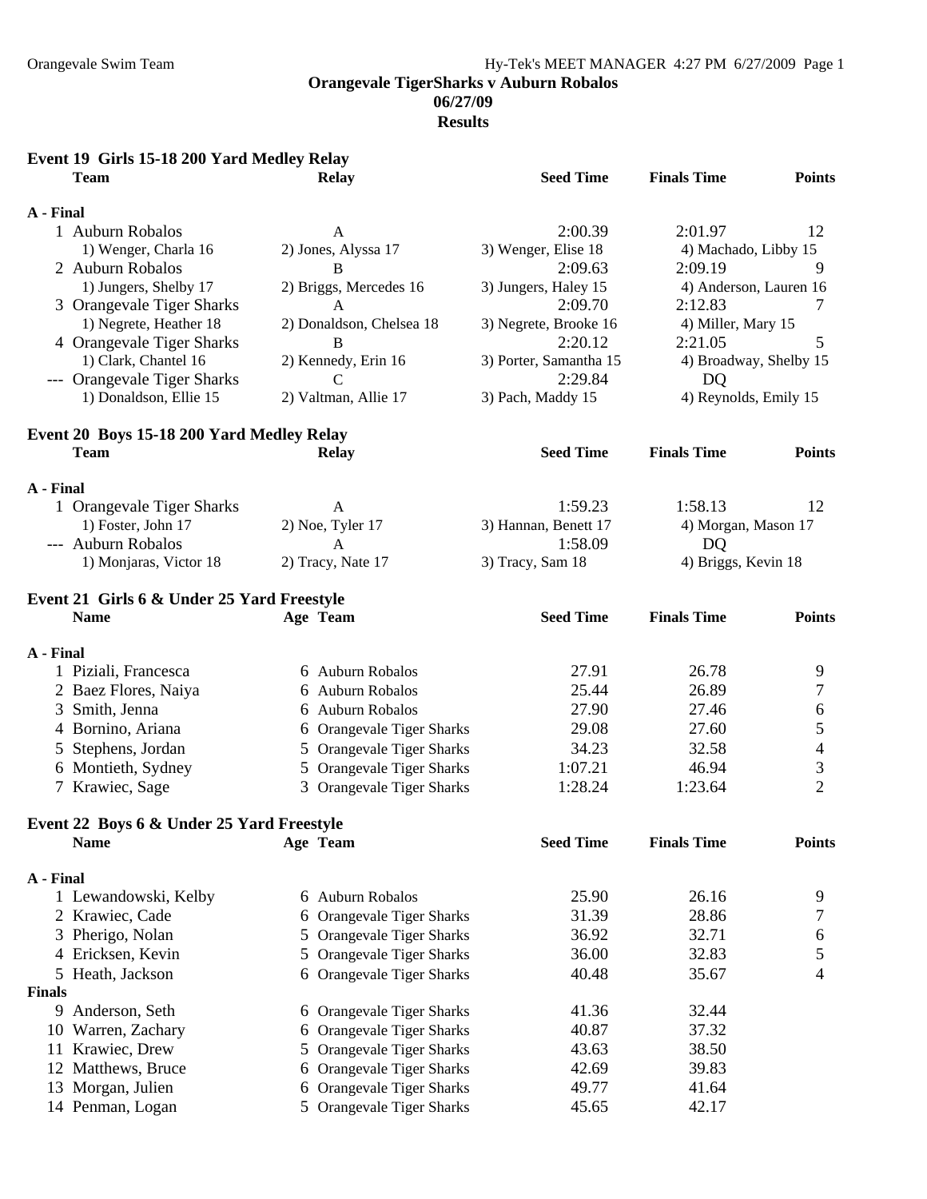**Orangevale TigerSharks v Auburn Robalos**
**06/27/09**
**Results**

### Event 19 Girls 15-18 200 Yard Medley Relay

| Team | Relay | Seed Time | Finals Time | Points |
|---|---|---|---|---|
| **A - Final** | | | | |
| 1 Auburn Robalos | A | 2:00.39 | 2:01.97 | 12 |
| 1) Wenger, Charla 16 | 2) Jones, Alyssa 17 | 3) Wenger, Elise 18 | 4) Machado, Libby 15 | |
| 2 Auburn Robalos | B | 2:09.63 | 2:09.19 | 9 |
| 1) Jungers, Shelby 17 | 2) Briggs, Mercedes 16 | 3) Jungers, Haley 15 | 4) Anderson, Lauren 16 | |
| 3 Orangevale Tiger Sharks | A | 2:09.70 | 2:12.83 | 7 |
| 1) Negrete, Heather 18 | 2) Donaldson, Chelsea 18 | 3) Negrete, Brooke 16 | 4) Miller, Mary 15 | |
| 4 Orangevale Tiger Sharks | B | 2:20.12 | 2:21.05 | 5 |
| 1) Clark, Chantel 16 | 2) Kennedy, Erin 16 | 3) Porter, Samantha 15 | 4) Broadway, Shelby 15 | |
| --- Orangevale Tiger Sharks | C | 2:29.84 | DQ | |
| 1) Donaldson, Ellie 15 | 2) Valtman, Allie 17 | 3) Pach, Maddy 15 | 4) Reynolds, Emily 15 | |

### Event 20 Boys 15-18 200 Yard Medley Relay

| Team | Relay | Seed Time | Finals Time | Points |
|---|---|---|---|---|
| **A - Final** | | | | |
| 1 Orangevale Tiger Sharks | A | 1:59.23 | 1:58.13 | 12 |
| 1) Foster, John 17 | 2) Noe, Tyler 17 | 3) Hannan, Benett 17 | 4) Morgan, Mason 17 | |
| --- Auburn Robalos | A | 1:58.09 | DQ | |
| 1) Monjaras, Victor 18 | 2) Tracy, Nate 17 | 3) Tracy, Sam 18 | 4) Briggs, Kevin 18 | |

### Event 21 Girls 6 & Under 25 Yard Freestyle

| Name | Age | Team | Seed Time | Finals Time | Points |
|---|---|---|---|---|---|
| **A - Final** | | | | | |
| 1 Piziali, Francesca | 6 | Auburn Robalos | 27.91 | 26.78 | 9 |
| 2 Baez Flores, Naiya | 6 | Auburn Robalos | 25.44 | 26.89 | 7 |
| 3 Smith, Jenna | 6 | Auburn Robalos | 27.90 | 27.46 | 6 |
| 4 Bornino, Ariana | 6 | Orangevale Tiger Sharks | 29.08 | 27.60 | 5 |
| 5 Stephens, Jordan | 5 | Orangevale Tiger Sharks | 34.23 | 32.58 | 4 |
| 6 Montieth, Sydney | 5 | Orangevale Tiger Sharks | 1:07.21 | 46.94 | 3 |
| 7 Krawiec, Sage | 3 | Orangevale Tiger Sharks | 1:28.24 | 1:23.64 | 2 |

### Event 22 Boys 6 & Under 25 Yard Freestyle

| Name | Age | Team | Seed Time | Finals Time | Points |
|---|---|---|---|---|---|
| **A - Final** | | | | | |
| 1 Lewandowski, Kelby | 6 | Auburn Robalos | 25.90 | 26.16 | 9 |
| 2 Krawiec, Cade | 6 | Orangevale Tiger Sharks | 31.39 | 28.86 | 7 |
| 3 Pherigo, Nolan | 5 | Orangevale Tiger Sharks | 36.92 | 32.71 | 6 |
| 4 Ericksen, Kevin | 5 | Orangevale Tiger Sharks | 36.00 | 32.83 | 5 |
| 5 Heath, Jackson | 6 | Orangevale Tiger Sharks | 40.48 | 35.67 | 4 |
| **Finals** | | | | | |
| 9 Anderson, Seth | 6 | Orangevale Tiger Sharks | 41.36 | 32.44 | |
| 10 Warren, Zachary | 6 | Orangevale Tiger Sharks | 40.87 | 37.32 | |
| 11 Krawiec, Drew | 5 | Orangevale Tiger Sharks | 43.63 | 38.50 | |
| 12 Matthews, Bruce | 6 | Orangevale Tiger Sharks | 42.69 | 39.83 | |
| 13 Morgan, Julien | 6 | Orangevale Tiger Sharks | 49.77 | 41.64 | |
| 14 Penman, Logan | 5 | Orangevale Tiger Sharks | 45.65 | 42.17 | |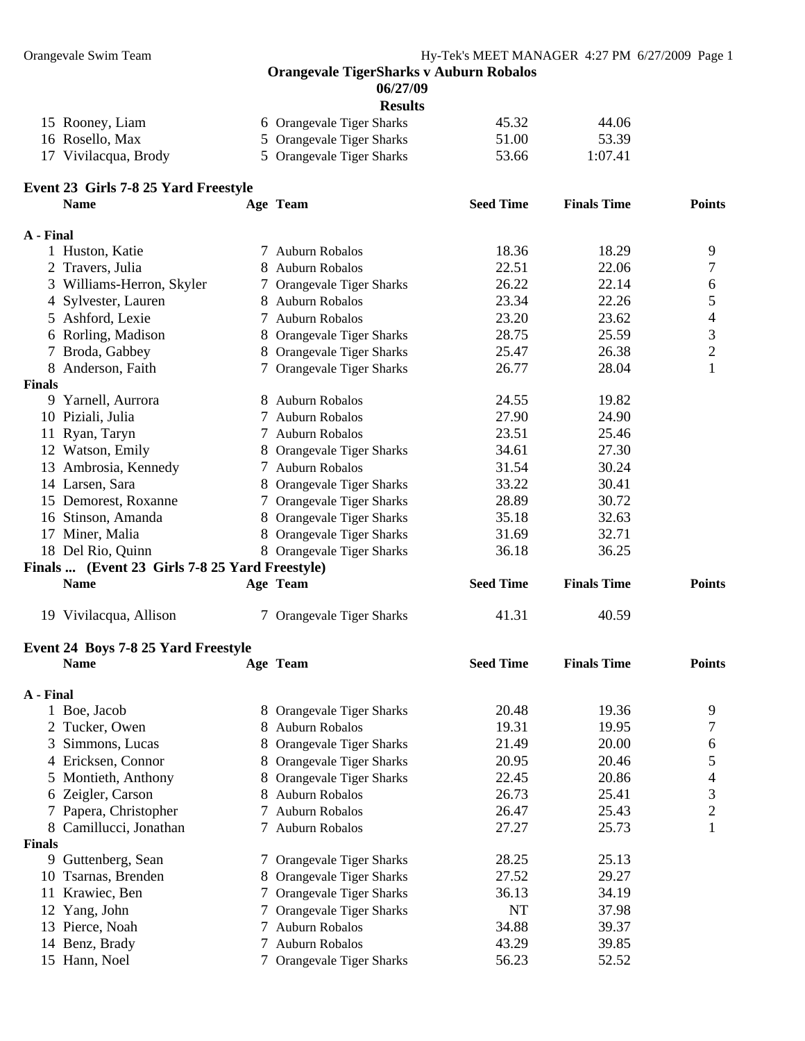## Orangevale TigerSharks v Auburn Robalos

**06/27/09**

**Results**

| | Name | Age | Team | Seed Time | Finals Time | Points |
|---|---|---|---|---|---|---|
| 15 | Rooney, Liam | 6 | Orangevale Tiger Sharks | 45.32 | 44.06 | |
| 16 | Rosello, Max | 5 | Orangevale Tiger Sharks | 51.00 | 53.39 | |
| 17 | Vivilacqua, Brody | 5 | Orangevale Tiger Sharks | 53.66 | 1:07.41 | |

### Event 23 Girls 7-8 25 Yard Freestyle

| | Name | Age | Team | Seed Time | Finals Time | Points |
|---|---|---|---|---|---|---|
| **A - Final** | | | | | | |
| 1 | Huston, Katie | 7 | Auburn Robalos | 18.36 | 18.29 | 9 |
| 2 | Travers, Julia | 8 | Auburn Robalos | 22.51 | 22.06 | 7 |
| 3 | Williams-Herron, Skyler | 7 | Orangevale Tiger Sharks | 26.22 | 22.14 | 6 |
| 4 | Sylvester, Lauren | 8 | Auburn Robalos | 23.34 | 22.26 | 5 |
| 5 | Ashford, Lexie | 7 | Auburn Robalos | 23.20 | 23.62 | 4 |
| 6 | Rorling, Madison | 8 | Orangevale Tiger Sharks | 28.75 | 25.59 | 3 |
| 7 | Broda, Gabbey | 8 | Orangevale Tiger Sharks | 25.47 | 26.38 | 2 |
| 8 | Anderson, Faith | 7 | Orangevale Tiger Sharks | 26.77 | 28.04 | 1 |
| **Finals** | | | | | | |
| 9 | Yarnell, Aurrora | 8 | Auburn Robalos | 24.55 | 19.82 | |
| 10 | Piziali, Julia | 7 | Auburn Robalos | 27.90 | 24.90 | |
| 11 | Ryan, Taryn | 7 | Auburn Robalos | 23.51 | 25.46 | |
| 12 | Watson, Emily | 8 | Orangevale Tiger Sharks | 34.61 | 27.30 | |
| 13 | Ambrosia, Kennedy | 7 | Auburn Robalos | 31.54 | 30.24 | |
| 14 | Larsen, Sara | 8 | Orangevale Tiger Sharks | 33.22 | 30.41 | |
| 15 | Demorest, Roxanne | 7 | Orangevale Tiger Sharks | 28.89 | 30.72 | |
| 16 | Stinson, Amanda | 8 | Orangevale Tiger Sharks | 35.18 | 32.63 | |
| 17 | Miner, Malia | 8 | Orangevale Tiger Sharks | 31.69 | 32.71 | |
| 18 | Del Rio, Quinn | 8 | Orangevale Tiger Sharks | 36.18 | 36.25 | |

**Finals ... (Event 23 Girls 7-8 25 Yard Freestyle)**

| | Name | Age | Team | Seed Time | Finals Time | Points |
|---|---|---|---|---|---|---|
| 19 | Vivilacqua, Allison | 7 | Orangevale Tiger Sharks | 41.31 | 40.59 | |

### Event 24 Boys 7-8 25 Yard Freestyle

| | Name | Age | Team | Seed Time | Finals Time | Points |
|---|---|---|---|---|---|---|
| **A - Final** | | | | | | |
| 1 | Boe, Jacob | 8 | Orangevale Tiger Sharks | 20.48 | 19.36 | 9 |
| 2 | Tucker, Owen | 8 | Auburn Robalos | 19.31 | 19.95 | 7 |
| 3 | Simmons, Lucas | 8 | Orangevale Tiger Sharks | 21.49 | 20.00 | 6 |
| 4 | Ericksen, Connor | 8 | Orangevale Tiger Sharks | 20.95 | 20.46 | 5 |
| 5 | Montieth, Anthony | 8 | Orangevale Tiger Sharks | 22.45 | 20.86 | 4 |
| 6 | Zeigler, Carson | 8 | Auburn Robalos | 26.73 | 25.41 | 3 |
| 7 | Papera, Christopher | 7 | Auburn Robalos | 26.47 | 25.43 | 2 |
| 8 | Camillucci, Jonathan | 7 | Auburn Robalos | 27.27 | 25.73 | 1 |
| **Finals** | | | | | | |
| 9 | Guttenberg, Sean | 7 | Orangevale Tiger Sharks | 28.25 | 25.13 | |
| 10 | Tsarnas, Brenden | 8 | Orangevale Tiger Sharks | 27.52 | 29.27 | |
| 11 | Krawiec, Ben | 7 | Orangevale Tiger Sharks | 36.13 | 34.19 | |
| 12 | Yang, John | 7 | Orangevale Tiger Sharks | NT | 37.98 | |
| 13 | Pierce, Noah | 7 | Auburn Robalos | 34.88 | 39.37 | |
| 14 | Benz, Brady | 7 | Auburn Robalos | 43.29 | 39.85 | |
| 15 | Hann, Noel | 7 | Orangevale Tiger Sharks | 56.23 | 52.52 | |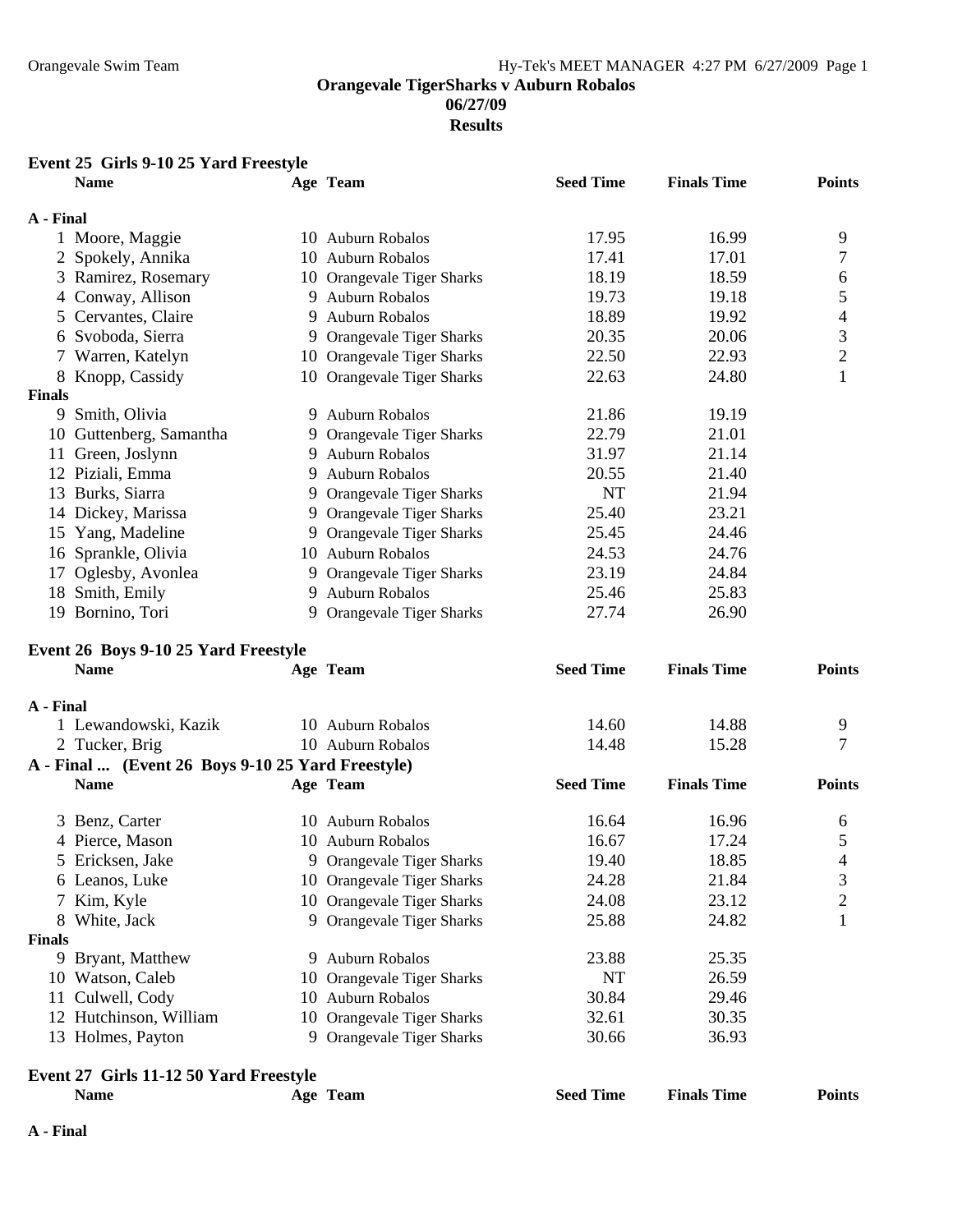# Orangevale TigerSharks v Auburn Robalos

**06/27/09**

**Results**

### Event 25 Girls 9-10 25 Yard Freestyle

| | Name | Age | Team | Seed Time | Finals Time | Points |
|---|---|---|---|---|---|---|
| **A - Final** | | | | | | |
| 1 | Moore, Maggie | 10 | Auburn Robalos | 17.95 | 16.99 | 9 |
| 2 | Spokely, Annika | 10 | Auburn Robalos | 17.41 | 17.01 | 7 |
| 3 | Ramirez, Rosemary | 10 | Orangevale Tiger Sharks | 18.19 | 18.59 | 6 |
| 4 | Conway, Allison | 9 | Auburn Robalos | 19.73 | 19.18 | 5 |
| 5 | Cervantes, Claire | 9 | Auburn Robalos | 18.89 | 19.92 | 4 |
| 6 | Svoboda, Sierra | 9 | Orangevale Tiger Sharks | 20.35 | 20.06 | 3 |
| 7 | Warren, Katelyn | 10 | Orangevale Tiger Sharks | 22.50 | 22.93 | 2 |
| 8 | Knopp, Cassidy | 10 | Orangevale Tiger Sharks | 22.63 | 24.80 | 1 |
| **Finals** | | | | | | |
| 9 | Smith, Olivia | 9 | Auburn Robalos | 21.86 | 19.19 | |
| 10 | Guttenberg, Samantha | 9 | Orangevale Tiger Sharks | 22.79 | 21.01 | |
| 11 | Green, Joslynn | 9 | Auburn Robalos | 31.97 | 21.14 | |
| 12 | Piziali, Emma | 9 | Auburn Robalos | 20.55 | 21.40 | |
| 13 | Burks, Siarra | 9 | Orangevale Tiger Sharks | NT | 21.94 | |
| 14 | Dickey, Marissa | 9 | Orangevale Tiger Sharks | 25.40 | 23.21 | |
| 15 | Yang, Madeline | 9 | Orangevale Tiger Sharks | 25.45 | 24.46 | |
| 16 | Sprankle, Olivia | 10 | Auburn Robalos | 24.53 | 24.76 | |
| 17 | Oglesby, Avonlea | 9 | Orangevale Tiger Sharks | 23.19 | 24.84 | |
| 18 | Smith, Emily | 9 | Auburn Robalos | 25.46 | 25.83 | |
| 19 | Bornino, Tori | 9 | Orangevale Tiger Sharks | 27.74 | 26.90 | |

### Event 26 Boys 9-10 25 Yard Freestyle

| | Name | Age | Team | Seed Time | Finals Time | Points |
|---|---|---|---|---|---|---|
| **A - Final** | | | | | | |
| 1 | Lewandowski, Kazik | 10 | Auburn Robalos | 14.60 | 14.88 | 9 |
| 2 | Tucker, Brig | 10 | Auburn Robalos | 14.48 | 15.28 | 7 |
| 3 | Benz, Carter | 10 | Auburn Robalos | 16.64 | 16.96 | 6 |
| 4 | Pierce, Mason | 10 | Auburn Robalos | 16.67 | 17.24 | 5 |
| 5 | Ericksen, Jake | 9 | Orangevale Tiger Sharks | 19.40 | 18.85 | 4 |
| 6 | Leanos, Luke | 10 | Orangevale Tiger Sharks | 24.28 | 21.84 | 3 |
| 7 | Kim, Kyle | 10 | Orangevale Tiger Sharks | 24.08 | 23.12 | 2 |
| 8 | White, Jack | 9 | Orangevale Tiger Sharks | 25.88 | 24.82 | 1 |
| **Finals** | | | | | | |
| 9 | Bryant, Matthew | 9 | Auburn Robalos | 23.88 | 25.35 | |
| 10 | Watson, Caleb | 10 | Orangevale Tiger Sharks | NT | 26.59 | |
| 11 | Culwell, Cody | 10 | Auburn Robalos | 30.84 | 29.46 | |
| 12 | Hutchinson, William | 10 | Orangevale Tiger Sharks | 32.61 | 30.35 | |
| 13 | Holmes, Payton | 9 | Orangevale Tiger Sharks | 30.66 | 36.93 | |

### Event 27 Girls 11-12 50 Yard Freestyle

| | Name | Age | Team | Seed Time | Finals Time | Points |
|---|---|---|---|---|---|---|
| **A - Final** | | | | | | |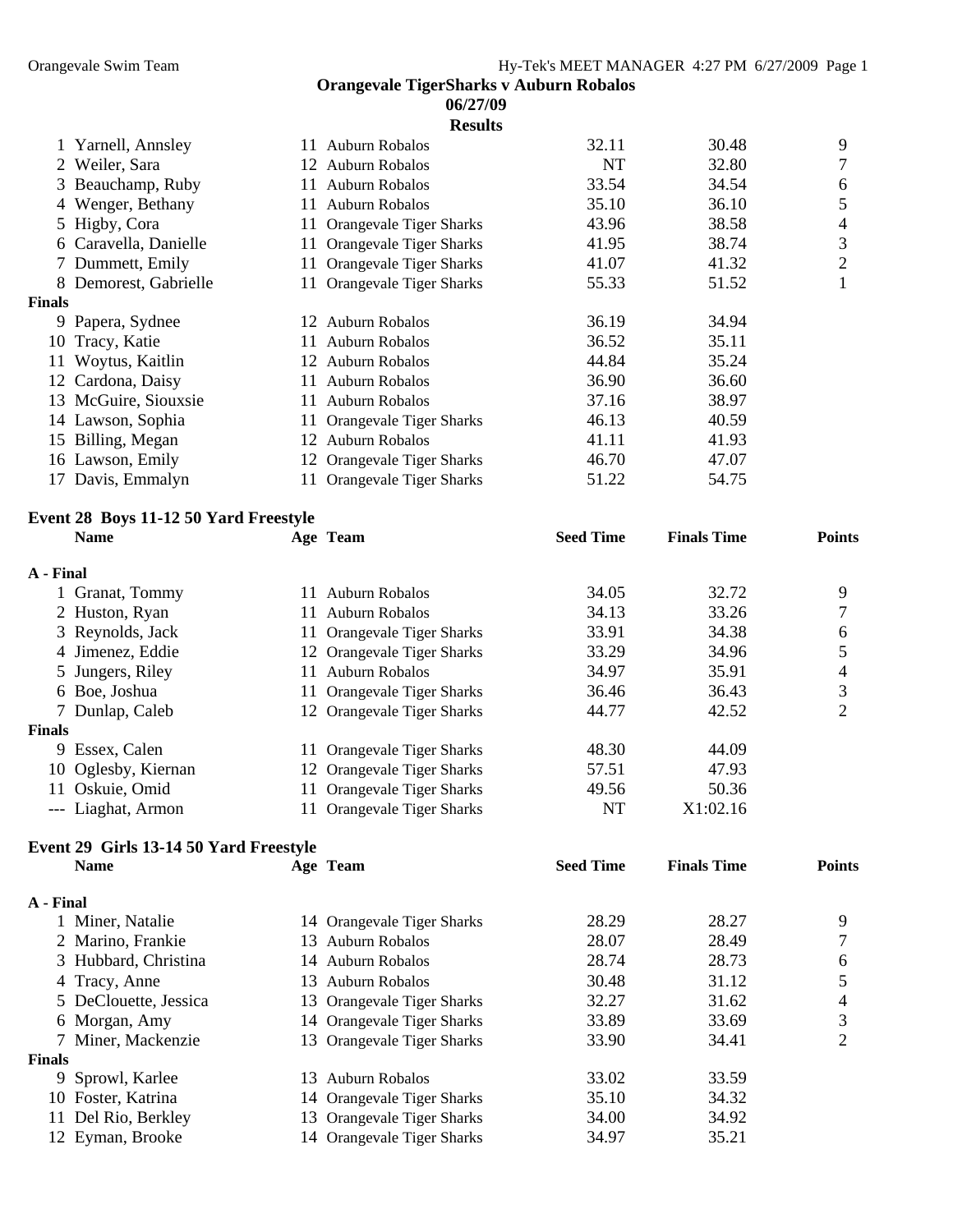**Orangevale TigerSharks v Auburn Robalos**
**06/27/09**
**Results**

| | Name | Age | Team | Seed Time | Finals Time | Points |
|---|---|---|---|---|---|---|
| 1 | Yarnell, Annsley | 11 | Auburn Robalos | 32.11 | 30.48 | 9 |
| 2 | Weiler, Sara | 12 | Auburn Robalos | NT | 32.80 | 7 |
| 3 | Beauchamp, Ruby | 11 | Auburn Robalos | 33.54 | 34.54 | 6 |
| 4 | Wenger, Bethany | 11 | Auburn Robalos | 35.10 | 36.10 | 5 |
| 5 | Higby, Cora | 11 | Orangevale Tiger Sharks | 43.96 | 38.58 | 4 |
| 6 | Caravella, Danielle | 11 | Orangevale Tiger Sharks | 41.95 | 38.74 | 3 |
| 7 | Dummett, Emily | 11 | Orangevale Tiger Sharks | 41.07 | 41.32 | 2 |
| 8 | Demorest, Gabrielle | 11 | Orangevale Tiger Sharks | 55.33 | 51.52 | 1 |
| **Finals** | | | | | | |
| 9 | Papera, Sydnee | 12 | Auburn Robalos | 36.19 | 34.94 | |
| 10 | Tracy, Katie | 11 | Auburn Robalos | 36.52 | 35.11 | |
| 11 | Woytus, Kaitlin | 12 | Auburn Robalos | 44.84 | 35.24 | |
| 12 | Cardona, Daisy | 11 | Auburn Robalos | 36.90 | 36.60 | |
| 13 | McGuire, Siouxsie | 11 | Auburn Robalos | 37.16 | 38.97 | |
| 14 | Lawson, Sophia | 11 | Orangevale Tiger Sharks | 46.13 | 40.59 | |
| 15 | Billing, Megan | 12 | Auburn Robalos | 41.11 | 41.93 | |
| 16 | Lawson, Emily | 12 | Orangevale Tiger Sharks | 46.70 | 47.07 | |
| 17 | Davis, Emmalyn | 11 | Orangevale Tiger Sharks | 51.22 | 54.75 | |

**Event 28 Boys 11-12 50 Yard Freestyle**

| | Name | Age | Team | Seed Time | Finals Time | Points |
|---|---|---|---|---|---|---|
| **A - Final** | | | | | | |
| 1 | Granat, Tommy | 11 | Auburn Robalos | 34.05 | 32.72 | 9 |
| 2 | Huston, Ryan | 11 | Auburn Robalos | 34.13 | 33.26 | 7 |
| 3 | Reynolds, Jack | 11 | Orangevale Tiger Sharks | 33.91 | 34.38 | 6 |
| 4 | Jimenez, Eddie | 12 | Orangevale Tiger Sharks | 33.29 | 34.96 | 5 |
| 5 | Jungers, Riley | 11 | Auburn Robalos | 34.97 | 35.91 | 4 |
| 6 | Boe, Joshua | 11 | Orangevale Tiger Sharks | 36.46 | 36.43 | 3 |
| 7 | Dunlap, Caleb | 12 | Orangevale Tiger Sharks | 44.77 | 42.52 | 2 |
| **Finals** | | | | | | |
| 9 | Essex, Calen | 11 | Orangevale Tiger Sharks | 48.30 | 44.09 | |
| 10 | Oglesby, Kiernan | 12 | Orangevale Tiger Sharks | 57.51 | 47.93 | |
| 11 | Oskuie, Omid | 11 | Orangevale Tiger Sharks | 49.56 | 50.36 | |
| --- | Liaghat, Armon | 11 | Orangevale Tiger Sharks | NT | X1:02.16 | |

**Event 29 Girls 13-14 50 Yard Freestyle**

| | Name | Age | Team | Seed Time | Finals Time | Points |
|---|---|---|---|---|---|---|
| **A - Final** | | | | | | |
| 1 | Miner, Natalie | 14 | Orangevale Tiger Sharks | 28.29 | 28.27 | 9 |
| 2 | Marino, Frankie | 13 | Auburn Robalos | 28.07 | 28.49 | 7 |
| 3 | Hubbard, Christina | 14 | Auburn Robalos | 28.74 | 28.73 | 6 |
| 4 | Tracy, Anne | 13 | Auburn Robalos | 30.48 | 31.12 | 5 |
| 5 | DeClouette, Jessica | 13 | Orangevale Tiger Sharks | 32.27 | 31.62 | 4 |
| 6 | Morgan, Amy | 14 | Orangevale Tiger Sharks | 33.89 | 33.69 | 3 |
| 7 | Miner, Mackenzie | 13 | Orangevale Tiger Sharks | 33.90 | 34.41 | 2 |
| **Finals** | | | | | | |
| 9 | Sprowl, Karlee | 13 | Auburn Robalos | 33.02 | 33.59 | |
| 10 | Foster, Katrina | 14 | Orangevale Tiger Sharks | 35.10 | 34.32 | |
| 11 | Del Rio, Berkley | 13 | Orangevale Tiger Sharks | 34.00 | 34.92 | |
| 12 | Eyman, Brooke | 14 | Orangevale Tiger Sharks | 34.97 | 35.21 | |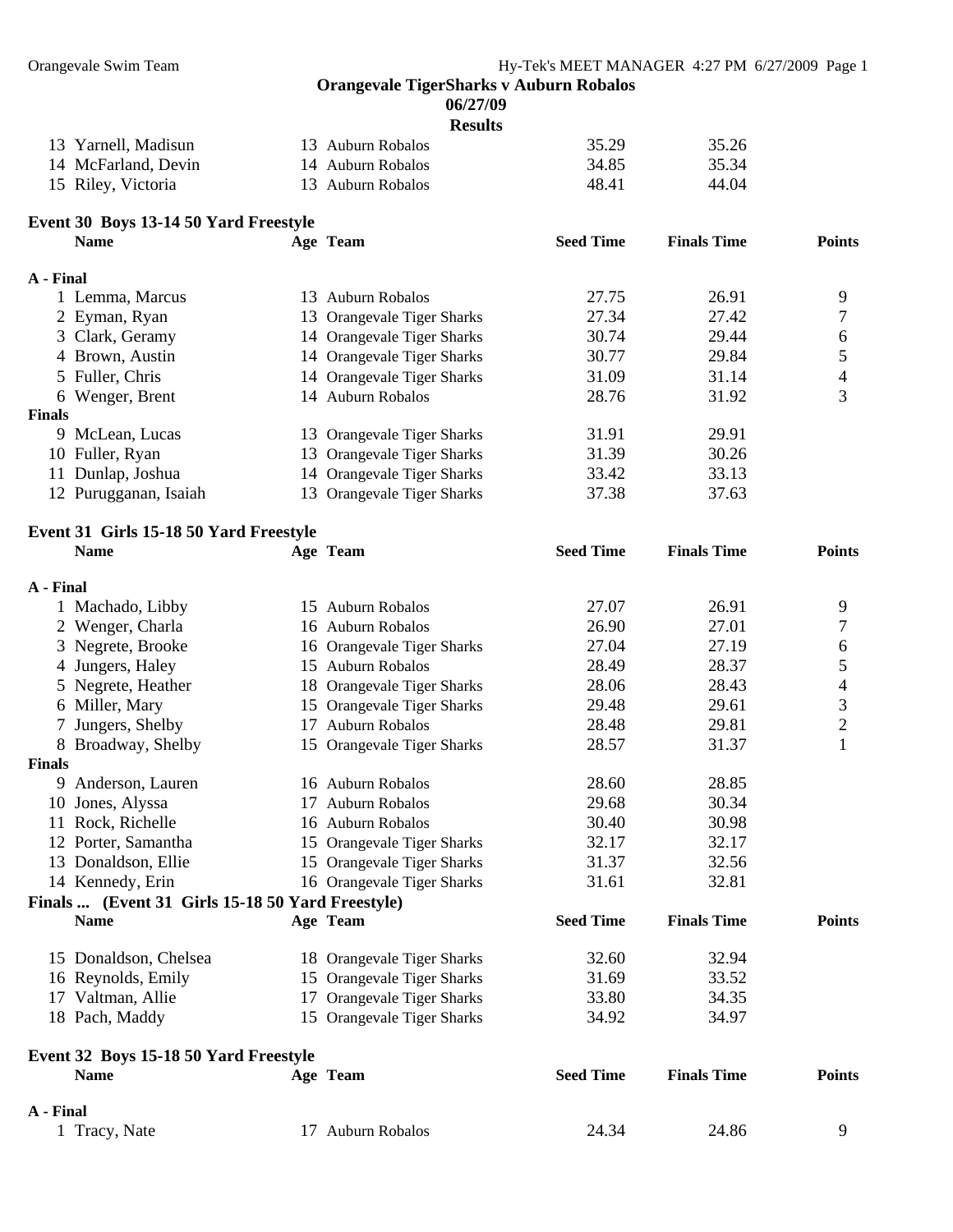**Orangevale TigerSharks v Auburn Robalos**
**06/27/09**
**Results**

| | Name | Age | Team | Seed Time | Finals Time | Points |
|---|---|---|---|---|---|---|
| 13 | Yarnell, Madisun | 13 | Auburn Robalos | 35.29 | 35.26 | |
| 14 | McFarland, Devin | 14 | Auburn Robalos | 34.85 | 35.34 | |
| 15 | Riley, Victoria | 13 | Auburn Robalos | 48.41 | 44.04 | |

### Event 30 Boys 13-14 50 Yard Freestyle

| | Name | Age | Team | Seed Time | Finals Time | Points |
|---|---|---|---|---|---|---|
| **A - Final** | | | | | | |
| 1 | Lemma, Marcus | 13 | Auburn Robalos | 27.75 | 26.91 | 9 |
| 2 | Eyman, Ryan | 13 | Orangevale Tiger Sharks | 27.34 | 27.42 | 7 |
| 3 | Clark, Geramy | 14 | Orangevale Tiger Sharks | 30.74 | 29.44 | 6 |
| 4 | Brown, Austin | 14 | Orangevale Tiger Sharks | 30.77 | 29.84 | 5 |
| 5 | Fuller, Chris | 14 | Orangevale Tiger Sharks | 31.09 | 31.14 | 4 |
| 6 | Wenger, Brent | 14 | Auburn Robalos | 28.76 | 31.92 | 3 |
| **Finals** | | | | | | |
| 9 | McLean, Lucas | 13 | Orangevale Tiger Sharks | 31.91 | 29.91 | |
| 10 | Fuller, Ryan | 13 | Orangevale Tiger Sharks | 31.39 | 30.26 | |
| 11 | Dunlap, Joshua | 14 | Orangevale Tiger Sharks | 33.42 | 33.13 | |
| 12 | Purugganan, Isaiah | 13 | Orangevale Tiger Sharks | 37.38 | 37.63 | |

### Event 31 Girls 15-18 50 Yard Freestyle

| | Name | Age | Team | Seed Time | Finals Time | Points |
|---|---|---|---|---|---|---|
| **A - Final** | | | | | | |
| 1 | Machado, Libby | 15 | Auburn Robalos | 27.07 | 26.91 | 9 |
| 2 | Wenger, Charla | 16 | Auburn Robalos | 26.90 | 27.01 | 7 |
| 3 | Negrete, Brooke | 16 | Orangevale Tiger Sharks | 27.04 | 27.19 | 6 |
| 4 | Jungers, Haley | 15 | Auburn Robalos | 28.49 | 28.37 | 5 |
| 5 | Negrete, Heather | 18 | Orangevale Tiger Sharks | 28.06 | 28.43 | 4 |
| 6 | Miller, Mary | 15 | Orangevale Tiger Sharks | 29.48 | 29.61 | 3 |
| 7 | Jungers, Shelby | 17 | Auburn Robalos | 28.48 | 29.81 | 2 |
| 8 | Broadway, Shelby | 15 | Orangevale Tiger Sharks | 28.57 | 31.37 | 1 |
| **Finals** | | | | | | |
| 9 | Anderson, Lauren | 16 | Auburn Robalos | 28.60 | 28.85 | |
| 10 | Jones, Alyssa | 17 | Auburn Robalos | 29.68 | 30.34 | |
| 11 | Rock, Richelle | 16 | Auburn Robalos | 30.40 | 30.98 | |
| 12 | Porter, Samantha | 15 | Orangevale Tiger Sharks | 32.17 | 32.17 | |
| 13 | Donaldson, Ellie | 15 | Orangevale Tiger Sharks | 31.37 | 32.56 | |
| 14 | Kennedy, Erin | 16 | Orangevale Tiger Sharks | 31.61 | 32.81 | |

**Finals ... (Event 31 Girls 15-18 50 Yard Freestyle)**

| | Name | Age | Team | Seed Time | Finals Time | Points |
|---|---|---|---|---|---|---|
| 15 | Donaldson, Chelsea | 18 | Orangevale Tiger Sharks | 32.60 | 32.94 | |
| 16 | Reynolds, Emily | 15 | Orangevale Tiger Sharks | 31.69 | 33.52 | |
| 17 | Valtman, Allie | 17 | Orangevale Tiger Sharks | 33.80 | 34.35 | |
| 18 | Pach, Maddy | 15 | Orangevale Tiger Sharks | 34.92 | 34.97 | |

### Event 32 Boys 15-18 50 Yard Freestyle

| | Name | Age | Team | Seed Time | Finals Time | Points |
|---|---|---|---|---|---|---|
| **A - Final** | | | | | | |
| 1 | Tracy, Nate | 17 | Auburn Robalos | 24.34 | 24.86 | 9 |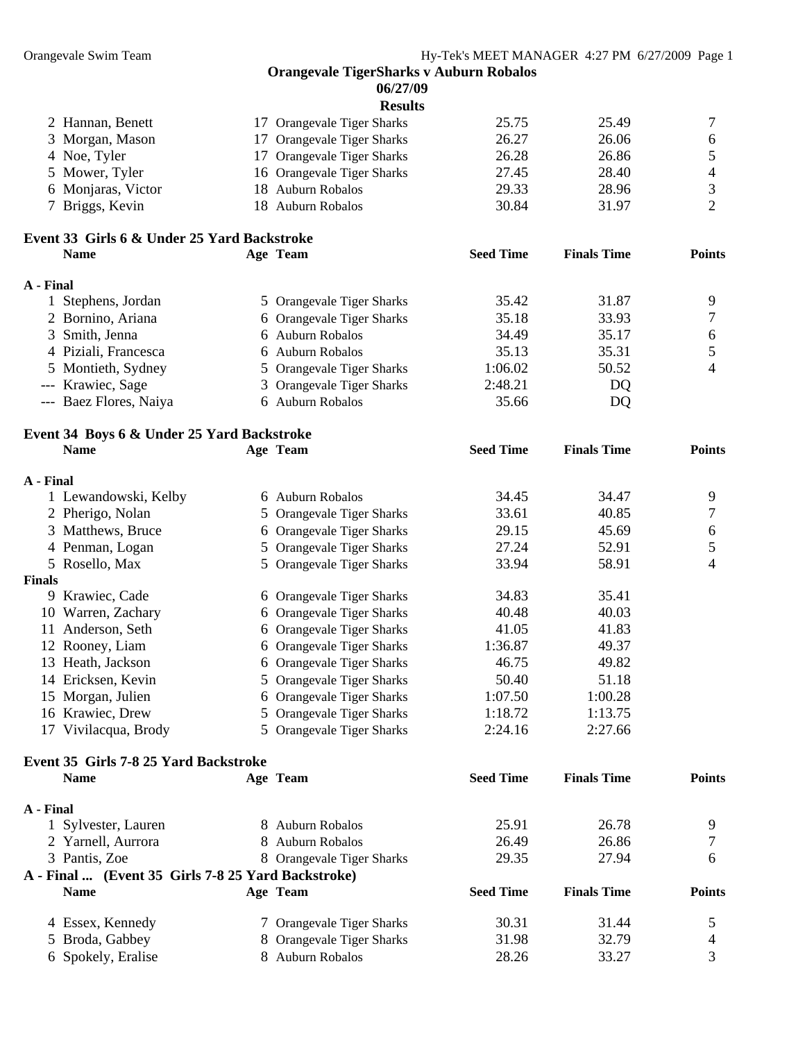**Orangevale TigerSharks v Auburn Robalos**

**06/27/09**

**Results**

| | Name | Age | Team | Seed Time | Finals Time | Points |
|---|---|---|---|---|---|---|
| 2 | Hannan, Benett | 17 | Orangevale Tiger Sharks | 25.75 | 25.49 | 7 |
| 3 | Morgan, Mason | 17 | Orangevale Tiger Sharks | 26.27 | 26.06 | 6 |
| 4 | Noe, Tyler | 17 | Orangevale Tiger Sharks | 26.28 | 26.86 | 5 |
| 5 | Mower, Tyler | 16 | Orangevale Tiger Sharks | 27.45 | 28.40 | 4 |
| 6 | Monjaras, Victor | 18 | Auburn Robalos | 29.33 | 28.96 | 3 |
| 7 | Briggs, Kevin | 18 | Auburn Robalos | 30.84 | 31.97 | 2 |

### Event 33 Girls 6 & Under 25 Yard Backstroke

| | Name | Age | Team | Seed Time | Finals Time | Points |
|---|---|---|---|---|---|---|
| **A - Final** | | | | | | |
| 1 | Stephens, Jordan | 5 | Orangevale Tiger Sharks | 35.42 | 31.87 | 9 |
| 2 | Bornino, Ariana | 6 | Orangevale Tiger Sharks | 35.18 | 33.93 | 7 |
| 3 | Smith, Jenna | 6 | Auburn Robalos | 34.49 | 35.17 | 6 |
| 4 | Piziali, Francesca | 6 | Auburn Robalos | 35.13 | 35.31 | 5 |
| 5 | Montieth, Sydney | 5 | Orangevale Tiger Sharks | 1:06.02 | 50.52 | 4 |
| --- | Krawiec, Sage | 3 | Orangevale Tiger Sharks | 2:48.21 | DQ | |
| --- | Baez Flores, Naiya | 6 | Auburn Robalos | 35.66 | DQ | |

### Event 34 Boys 6 & Under 25 Yard Backstroke

| | Name | Age | Team | Seed Time | Finals Time | Points |
|---|---|---|---|---|---|---|
| **A - Final** | | | | | | |
| 1 | Lewandowski, Kelby | 6 | Auburn Robalos | 34.45 | 34.47 | 9 |
| 2 | Pherigo, Nolan | 5 | Orangevale Tiger Sharks | 33.61 | 40.85 | 7 |
| 3 | Matthews, Bruce | 6 | Orangevale Tiger Sharks | 29.15 | 45.69 | 6 |
| 4 | Penman, Logan | 5 | Orangevale Tiger Sharks | 27.24 | 52.91 | 5 |
| 5 | Rosello, Max | 5 | Orangevale Tiger Sharks | 33.94 | 58.91 | 4 |
| **Finals** | | | | | | |
| 9 | Krawiec, Cade | 6 | Orangevale Tiger Sharks | 34.83 | 35.41 | |
| 10 | Warren, Zachary | 6 | Orangevale Tiger Sharks | 40.48 | 40.03 | |
| 11 | Anderson, Seth | 6 | Orangevale Tiger Sharks | 41.05 | 41.83 | |
| 12 | Rooney, Liam | 6 | Orangevale Tiger Sharks | 1:36.87 | 49.37 | |
| 13 | Heath, Jackson | 6 | Orangevale Tiger Sharks | 46.75 | 49.82 | |
| 14 | Ericksen, Kevin | 5 | Orangevale Tiger Sharks | 50.40 | 51.18 | |
| 15 | Morgan, Julien | 6 | Orangevale Tiger Sharks | 1:07.50 | 1:00.28 | |
| 16 | Krawiec, Drew | 5 | Orangevale Tiger Sharks | 1:18.72 | 1:13.75 | |
| 17 | Vivilacqua, Brody | 5 | Orangevale Tiger Sharks | 2:24.16 | 2:27.66 | |

### Event 35 Girls 7-8 25 Yard Backstroke

| | Name | Age | Team | Seed Time | Finals Time | Points |
|---|---|---|---|---|---|---|
| **A - Final** | | | | | | |
| 1 | Sylvester, Lauren | 8 | Auburn Robalos | 25.91 | 26.78 | 9 |
| 2 | Yarnell, Aurrora | 8 | Auburn Robalos | 26.49 | 26.86 | 7 |
| 3 | Pantis, Zoe | 8 | Orangevale Tiger Sharks | 29.35 | 27.94 | 6 |

**A - Final ... (Event 35 Girls 7-8 25 Yard Backstroke)**

| | Name | Age | Team | Seed Time | Finals Time | Points |
|---|---|---|---|---|---|---|
| 4 | Essex, Kennedy | 7 | Orangevale Tiger Sharks | 30.31 | 31.44 | 5 |
| 5 | Broda, Gabbey | 8 | Orangevale Tiger Sharks | 31.98 | 32.79 | 4 |
| 6 | Spokely, Eralise | 8 | Auburn Robalos | 28.26 | 33.27 | 3 |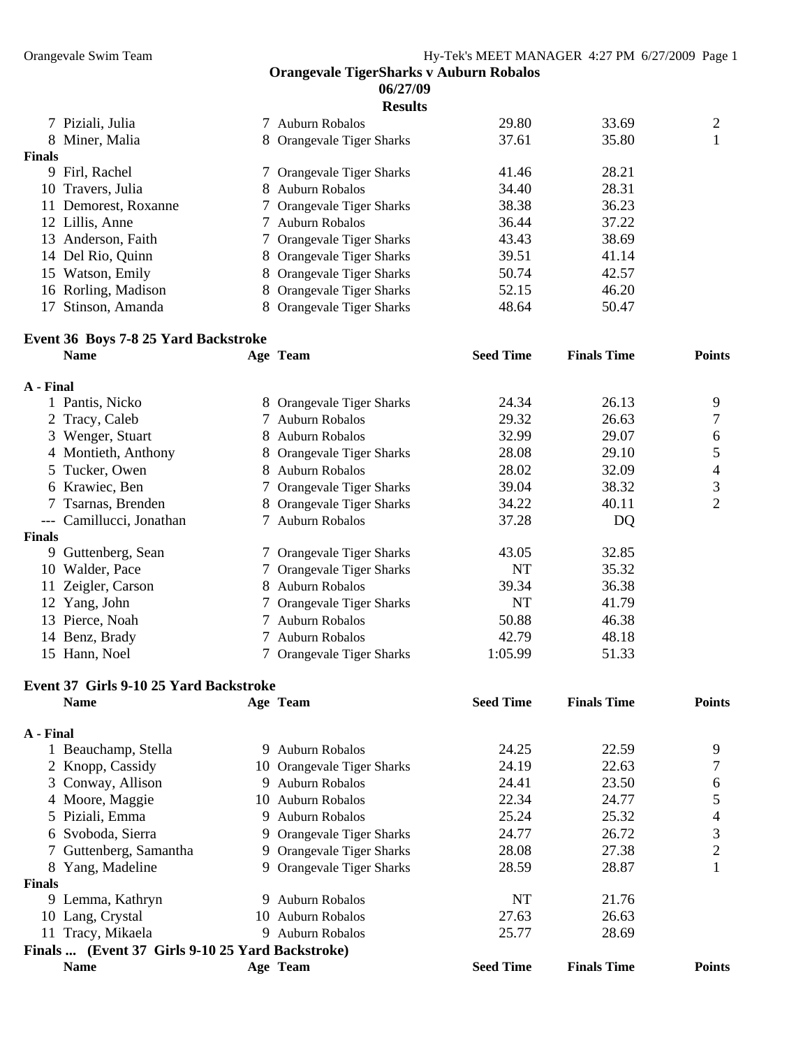**Orangevale TigerSharks v Auburn Robalos**
**06/27/09**
**Results**

| | Name | Age | Team | Seed Time | Finals Time | Points |
|---|---|---|---|---|---|---|
| 7 | Piziali, Julia | 7 | Auburn Robalos | 29.80 | 33.69 | 2 |
| 8 | Miner, Malia | 8 | Orangevale Tiger Sharks | 37.61 | 35.80 | 1 |
| **Finals** | | | | | | |
| 9 | Firl, Rachel | 7 | Orangevale Tiger Sharks | 41.46 | 28.21 | |
| 10 | Travers, Julia | 8 | Auburn Robalos | 34.40 | 28.31 | |
| 11 | Demorest, Roxanne | 7 | Orangevale Tiger Sharks | 38.38 | 36.23 | |
| 12 | Lillis, Anne | 7 | Auburn Robalos | 36.44 | 37.22 | |
| 13 | Anderson, Faith | 7 | Orangevale Tiger Sharks | 43.43 | 38.69 | |
| 14 | Del Rio, Quinn | 8 | Orangevale Tiger Sharks | 39.51 | 41.14 | |
| 15 | Watson, Emily | 8 | Orangevale Tiger Sharks | 50.74 | 42.57 | |
| 16 | Rorling, Madison | 8 | Orangevale Tiger Sharks | 52.15 | 46.20 | |
| 17 | Stinson, Amanda | 8 | Orangevale Tiger Sharks | 48.64 | 50.47 | |

### Event 36 Boys 7-8 25 Yard Backstroke

| | Name | Age | Team | Seed Time | Finals Time | Points |
|---|---|---|---|---|---|---|
| **A - Final** | | | | | | |
| 1 | Pantis, Nicko | 8 | Orangevale Tiger Sharks | 24.34 | 26.13 | 9 |
| 2 | Tracy, Caleb | 7 | Auburn Robalos | 29.32 | 26.63 | 7 |
| 3 | Wenger, Stuart | 8 | Auburn Robalos | 32.99 | 29.07 | 6 |
| 4 | Montieth, Anthony | 8 | Orangevale Tiger Sharks | 28.08 | 29.10 | 5 |
| 5 | Tucker, Owen | 8 | Auburn Robalos | 28.02 | 32.09 | 4 |
| 6 | Krawiec, Ben | 7 | Orangevale Tiger Sharks | 39.04 | 38.32 | 3 |
| 7 | Tsarnas, Brenden | 8 | Orangevale Tiger Sharks | 34.22 | 40.11 | 2 |
| --- | Camillucci, Jonathan | 7 | Auburn Robalos | 37.28 | DQ | |
| **Finals** | | | | | | |
| 9 | Guttenberg, Sean | 7 | Orangevale Tiger Sharks | 43.05 | 32.85 | |
| 10 | Walder, Pace | 7 | Orangevale Tiger Sharks | NT | 35.32 | |
| 11 | Zeigler, Carson | 8 | Auburn Robalos | 39.34 | 36.38 | |
| 12 | Yang, John | 7 | Orangevale Tiger Sharks | NT | 41.79 | |
| 13 | Pierce, Noah | 7 | Auburn Robalos | 50.88 | 46.38 | |
| 14 | Benz, Brady | 7 | Auburn Robalos | 42.79 | 48.18 | |
| 15 | Hann, Noel | 7 | Orangevale Tiger Sharks | 1:05.99 | 51.33 | |

### Event 37 Girls 9-10 25 Yard Backstroke

| | Name | Age | Team | Seed Time | Finals Time | Points |
|---|---|---|---|---|---|---|
| **A - Final** | | | | | | |
| 1 | Beauchamp, Stella | 9 | Auburn Robalos | 24.25 | 22.59 | 9 |
| 2 | Knopp, Cassidy | 10 | Orangevale Tiger Sharks | 24.19 | 22.63 | 7 |
| 3 | Conway, Allison | 9 | Auburn Robalos | 24.41 | 23.50 | 6 |
| 4 | Moore, Maggie | 10 | Auburn Robalos | 22.34 | 24.77 | 5 |
| 5 | Piziali, Emma | 9 | Auburn Robalos | 25.24 | 25.32 | 4 |
| 6 | Svoboda, Sierra | 9 | Orangevale Tiger Sharks | 24.77 | 26.72 | 3 |
| 7 | Guttenberg, Samantha | 9 | Orangevale Tiger Sharks | 28.08 | 27.38 | 2 |
| 8 | Yang, Madeline | 9 | Orangevale Tiger Sharks | 28.59 | 28.87 | 1 |
| **Finals** | | | | | | |
| 9 | Lemma, Kathryn | 9 | Auburn Robalos | NT | 21.76 | |
| 10 | Lang, Crystal | 10 | Auburn Robalos | 27.63 | 26.63 | |
| 11 | Tracy, Mikaela | 9 | Auburn Robalos | 25.77 | 28.69 | |

**Finals ... (Event 37 Girls 9-10 25 Yard Backstroke)**

| Name | Age | Team | Seed Time | Finals Time | Points |
|---|---|---|---|---|---|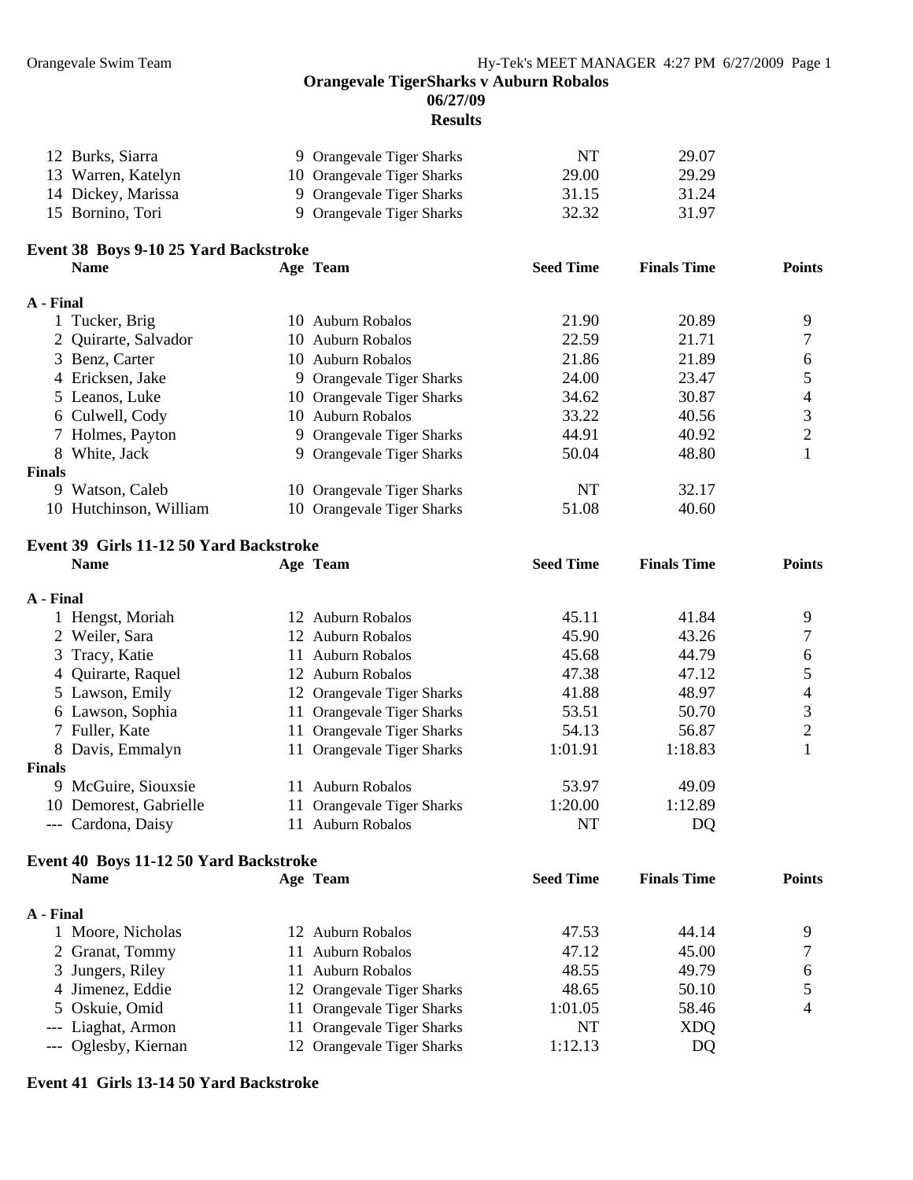**Orangevale TigerSharks v Auburn Robalos**
**06/27/09**
**Results**

| | Name | Age | Team | Seed Time | Finals Time | Points |
|---|---|---|---|---|---|---|
| 12 | Burks, Siarra | 9 | Orangevale Tiger Sharks | NT | 29.07 | |
| 13 | Warren, Katelyn | 10 | Orangevale Tiger Sharks | 29.00 | 29.29 | |
| 14 | Dickey, Marissa | 9 | Orangevale Tiger Sharks | 31.15 | 31.24 | |
| 15 | Bornino, Tori | 9 | Orangevale Tiger Sharks | 32.32 | 31.97 | |

### Event 38 Boys 9-10 25 Yard Backstroke

| | Name | Age | Team | Seed Time | Finals Time | Points |
|---|---|---|---|---|---|---|
| **A - Final** | | | | | | |
| 1 | Tucker, Brig | 10 | Auburn Robalos | 21.90 | 20.89 | 9 |
| 2 | Quirarte, Salvador | 10 | Auburn Robalos | 22.59 | 21.71 | 7 |
| 3 | Benz, Carter | 10 | Auburn Robalos | 21.86 | 21.89 | 6 |
| 4 | Ericksen, Jake | 9 | Orangevale Tiger Sharks | 24.00 | 23.47 | 5 |
| 5 | Leanos, Luke | 10 | Orangevale Tiger Sharks | 34.62 | 30.87 | 4 |
| 6 | Culwell, Cody | 10 | Auburn Robalos | 33.22 | 40.56 | 3 |
| 7 | Holmes, Payton | 9 | Orangevale Tiger Sharks | 44.91 | 40.92 | 2 |
| 8 | White, Jack | 9 | Orangevale Tiger Sharks | 50.04 | 48.80 | 1 |
| **Finals** | | | | | | |
| 9 | Watson, Caleb | 10 | Orangevale Tiger Sharks | NT | 32.17 | |
| 10 | Hutchinson, William | 10 | Orangevale Tiger Sharks | 51.08 | 40.60 | |

### Event 39 Girls 11-12 50 Yard Backstroke

| | Name | Age | Team | Seed Time | Finals Time | Points |
|---|---|---|---|---|---|---|
| **A - Final** | | | | | | |
| 1 | Hengst, Moriah | 12 | Auburn Robalos | 45.11 | 41.84 | 9 |
| 2 | Weiler, Sara | 12 | Auburn Robalos | 45.90 | 43.26 | 7 |
| 3 | Tracy, Katie | 11 | Auburn Robalos | 45.68 | 44.79 | 6 |
| 4 | Quirarte, Raquel | 12 | Auburn Robalos | 47.38 | 47.12 | 5 |
| 5 | Lawson, Emily | 12 | Orangevale Tiger Sharks | 41.88 | 48.97 | 4 |
| 6 | Lawson, Sophia | 11 | Orangevale Tiger Sharks | 53.51 | 50.70 | 3 |
| 7 | Fuller, Kate | 11 | Orangevale Tiger Sharks | 54.13 | 56.87 | 2 |
| 8 | Davis, Emmalyn | 11 | Orangevale Tiger Sharks | 1:01.91 | 1:18.83 | 1 |
| **Finals** | | | | | | |
| 9 | McGuire, Siouxsie | 11 | Auburn Robalos | 53.97 | 49.09 | |
| 10 | Demorest, Gabrielle | 11 | Orangevale Tiger Sharks | 1:20.00 | 1:12.89 | |
| --- | Cardona, Daisy | 11 | Auburn Robalos | NT | DQ | |

### Event 40 Boys 11-12 50 Yard Backstroke

| | Name | Age | Team | Seed Time | Finals Time | Points |
|---|---|---|---|---|---|---|
| **A - Final** | | | | | | |
| 1 | Moore, Nicholas | 12 | Auburn Robalos | 47.53 | 44.14 | 9 |
| 2 | Granat, Tommy | 11 | Auburn Robalos | 47.12 | 45.00 | 7 |
| 3 | Jungers, Riley | 11 | Auburn Robalos | 48.55 | 49.79 | 6 |
| 4 | Jimenez, Eddie | 12 | Orangevale Tiger Sharks | 48.65 | 50.10 | 5 |
| 5 | Oskuie, Omid | 11 | Orangevale Tiger Sharks | 1:01.05 | 58.46 | 4 |
| --- | Liaghat, Armon | 11 | Orangevale Tiger Sharks | NT | XDQ | |
| --- | Oglesby, Kiernan | 12 | Orangevale Tiger Sharks | 1:12.13 | DQ | |

### Event 41 Girls 13-14 50 Yard Backstroke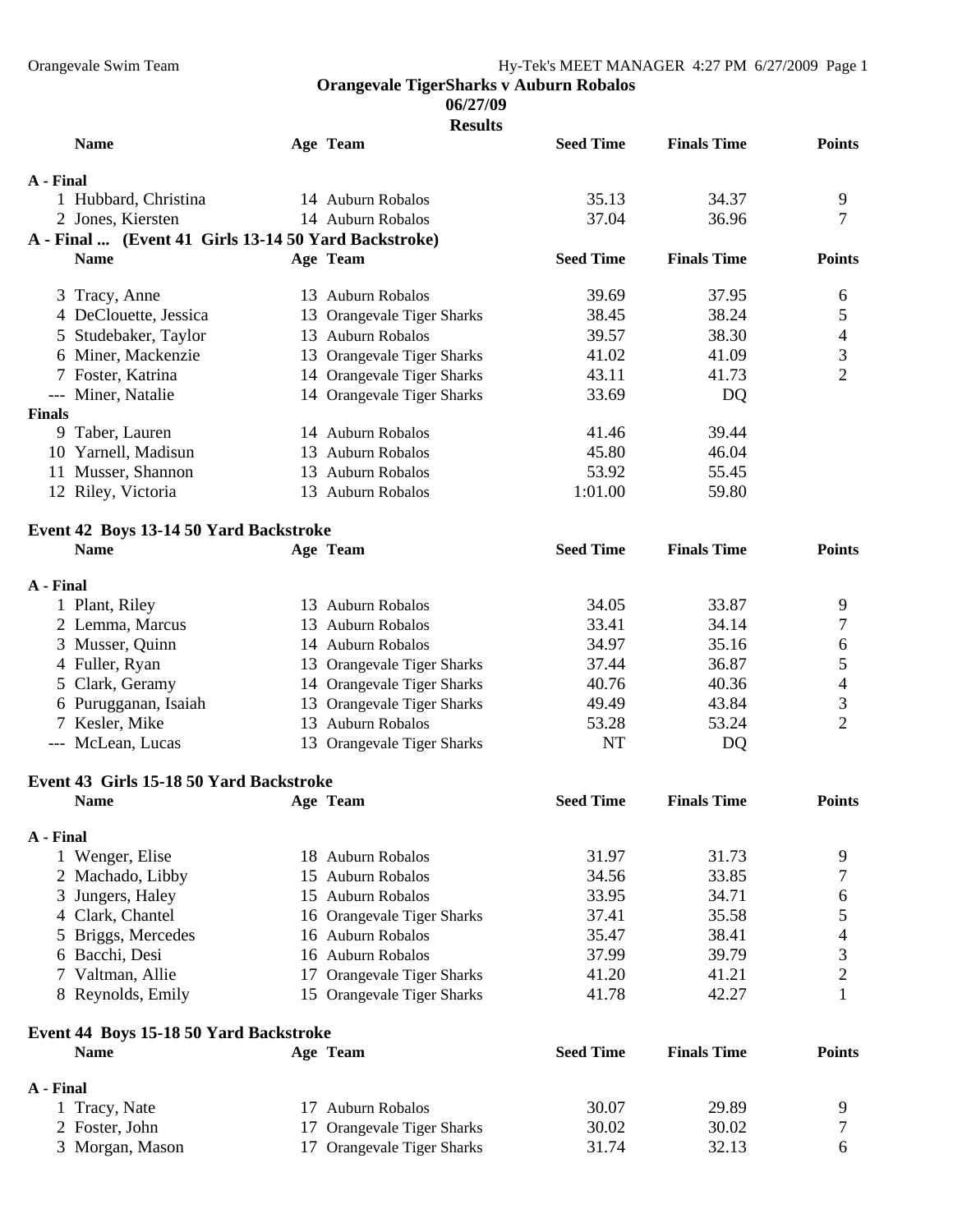## Orangevale TigerSharks v Auburn Robalos

**06/27/09**

**Results**

| Name | Age | Team | Seed Time | Finals Time | Points |
|---|---|---|---|---|---|
| **A - Final** | | | | | |
| 1 Hubbard, Christina | 14 | Auburn Robalos | 35.13 | 34.37 | 9 |
| 2 Jones, Kiersten | 14 | Auburn Robalos | 37.04 | 36.96 | 7 |

**A - Final ... (Event 41 Girls 13-14 50 Yard Backstroke)**

| Name | Age | Team | Seed Time | Finals Time | Points |
|---|---|---|---|---|---|
| 3 Tracy, Anne | 13 | Auburn Robalos | 39.69 | 37.95 | 6 |
| 4 DeClouette, Jessica | 13 | Orangevale Tiger Sharks | 38.45 | 38.24 | 5 |
| 5 Studebaker, Taylor | 13 | Auburn Robalos | 39.57 | 38.30 | 4 |
| 6 Miner, Mackenzie | 13 | Orangevale Tiger Sharks | 41.02 | 41.09 | 3 |
| 7 Foster, Katrina | 14 | Orangevale Tiger Sharks | 43.11 | 41.73 | 2 |
| --- Miner, Natalie | 14 | Orangevale Tiger Sharks | 33.69 | DQ | |
| **Finals** | | | | | |
| 9 Taber, Lauren | 14 | Auburn Robalos | 41.46 | 39.44 | |
| 10 Yarnell, Madisun | 13 | Auburn Robalos | 45.80 | 46.04 | |
| 11 Musser, Shannon | 13 | Auburn Robalos | 53.92 | 55.45 | |
| 12 Riley, Victoria | 13 | Auburn Robalos | 1:01.00 | 59.80 | |

### Event 42 Boys 13-14 50 Yard Backstroke

| Name | Age | Team | Seed Time | Finals Time | Points |
|---|---|---|---|---|---|
| **A - Final** | | | | | |
| 1 Plant, Riley | 13 | Auburn Robalos | 34.05 | 33.87 | 9 |
| 2 Lemma, Marcus | 13 | Auburn Robalos | 33.41 | 34.14 | 7 |
| 3 Musser, Quinn | 14 | Auburn Robalos | 34.97 | 35.16 | 6 |
| 4 Fuller, Ryan | 13 | Orangevale Tiger Sharks | 37.44 | 36.87 | 5 |
| 5 Clark, Geramy | 14 | Orangevale Tiger Sharks | 40.76 | 40.36 | 4 |
| 6 Purugganan, Isaiah | 13 | Orangevale Tiger Sharks | 49.49 | 43.84 | 3 |
| 7 Kesler, Mike | 13 | Auburn Robalos | 53.28 | 53.24 | 2 |
| --- McLean, Lucas | 13 | Orangevale Tiger Sharks | NT | DQ | |

### Event 43 Girls 15-18 50 Yard Backstroke

| Name | Age | Team | Seed Time | Finals Time | Points |
|---|---|---|---|---|---|
| **A - Final** | | | | | |
| 1 Wenger, Elise | 18 | Auburn Robalos | 31.97 | 31.73 | 9 |
| 2 Machado, Libby | 15 | Auburn Robalos | 34.56 | 33.85 | 7 |
| 3 Jungers, Haley | 15 | Auburn Robalos | 33.95 | 34.71 | 6 |
| 4 Clark, Chantel | 16 | Orangevale Tiger Sharks | 37.41 | 35.58 | 5 |
| 5 Briggs, Mercedes | 16 | Auburn Robalos | 35.47 | 38.41 | 4 |
| 6 Bacchi, Desi | 16 | Auburn Robalos | 37.99 | 39.79 | 3 |
| 7 Valtman, Allie | 17 | Orangevale Tiger Sharks | 41.20 | 41.21 | 2 |
| 8 Reynolds, Emily | 15 | Orangevale Tiger Sharks | 41.78 | 42.27 | 1 |

### Event 44 Boys 15-18 50 Yard Backstroke

| Name | Age | Team | Seed Time | Finals Time | Points |
|---|---|---|---|---|---|
| **A - Final** | | | | | |
| 1 Tracy, Nate | 17 | Auburn Robalos | 30.07 | 29.89 | 9 |
| 2 Foster, John | 17 | Orangevale Tiger Sharks | 30.02 | 30.02 | 7 |
| 3 Morgan, Mason | 17 | Orangevale Tiger Sharks | 31.74 | 32.13 | 6 |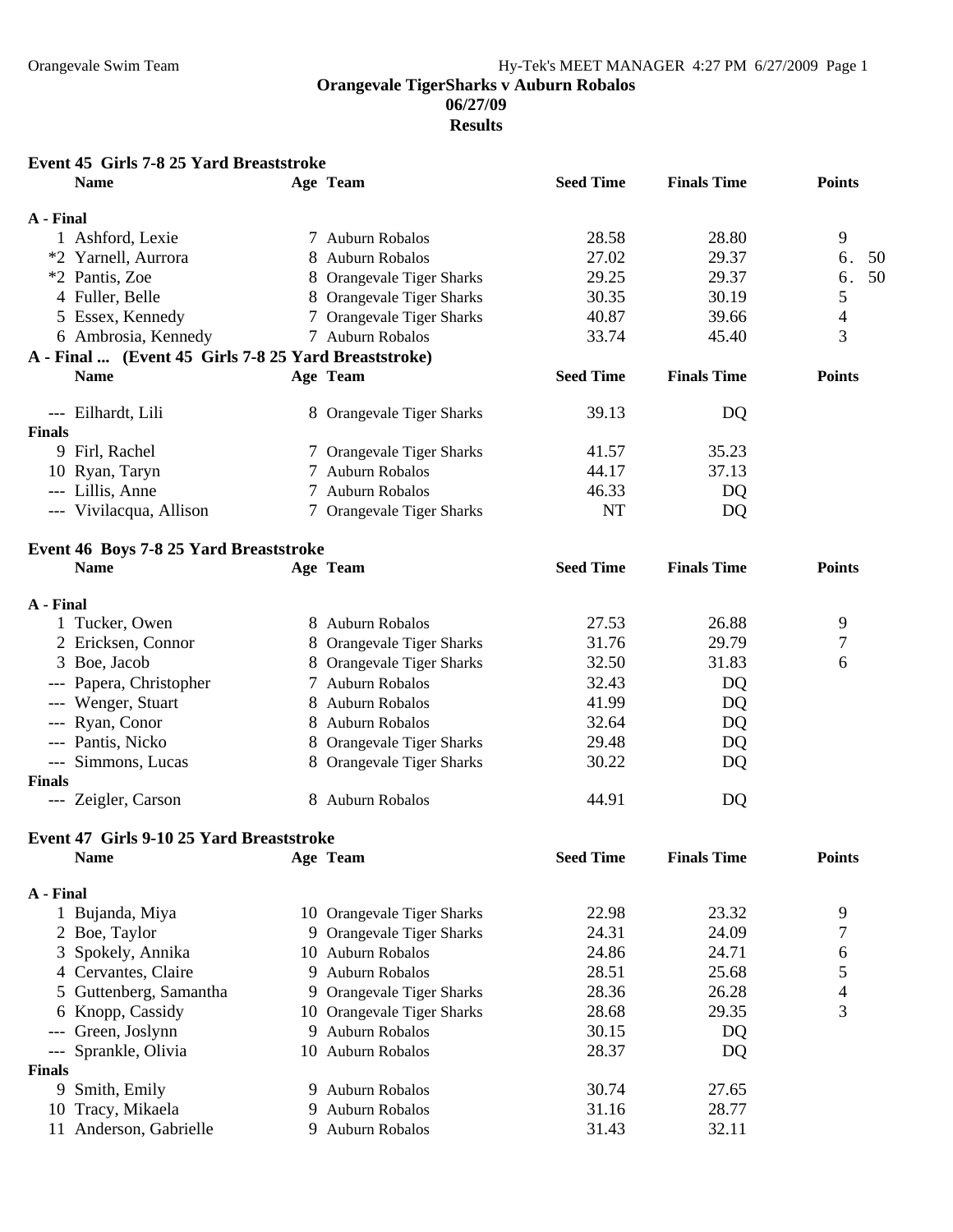**Orangevale TigerSharks v Auburn Robalos**
**06/27/09**
**Results**

### Event 45 Girls 7-8 25 Yard Breaststroke

| | Name | Age | Team | Seed Time | Finals Time | Points |
|---|---|---|---|---|---|---|
| **A - Final** | | | | | | |
| 1 | Ashford, Lexie | 7 | Auburn Robalos | 28.58 | 28.80 | 9 |
| *2 | Yarnell, Aurrora | 8 | Auburn Robalos | 27.02 | 29.37 | 6.50 |
| *2 | Pantis, Zoe | 8 | Orangevale Tiger Sharks | 29.25 | 29.37 | 6.50 |
| 4 | Fuller, Belle | 8 | Orangevale Tiger Sharks | 30.35 | 30.19 | 5 |
| 5 | Essex, Kennedy | 7 | Orangevale Tiger Sharks | 40.87 | 39.66 | 4 |
| 6 | Ambrosia, Kennedy | 7 | Auburn Robalos | 33.74 | 45.40 | 3 |
| --- | Eilhardt, Lili | 8 | Orangevale Tiger Sharks | 39.13 | DQ | |
| **Finals** | | | | | | |
| 9 | Firl, Rachel | 7 | Orangevale Tiger Sharks | 41.57 | 35.23 | |
| 10 | Ryan, Taryn | 7 | Auburn Robalos | 44.17 | 37.13 | |
| --- | Lillis, Anne | 7 | Auburn Robalos | 46.33 | DQ | |
| --- | Vivilacqua, Allison | 7 | Orangevale Tiger Sharks | NT | DQ | |

### Event 46 Boys 7-8 25 Yard Breaststroke

| | Name | Age | Team | Seed Time | Finals Time | Points |
|---|---|---|---|---|---|---|
| **A - Final** | | | | | | |
| 1 | Tucker, Owen | 8 | Auburn Robalos | 27.53 | 26.88 | 9 |
| 2 | Ericksen, Connor | 8 | Orangevale Tiger Sharks | 31.76 | 29.79 | 7 |
| 3 | Boe, Jacob | 8 | Orangevale Tiger Sharks | 32.50 | 31.83 | 6 |
| --- | Papera, Christopher | 7 | Auburn Robalos | 32.43 | DQ | |
| --- | Wenger, Stuart | 8 | Auburn Robalos | 41.99 | DQ | |
| --- | Ryan, Conor | 8 | Auburn Robalos | 32.64 | DQ | |
| --- | Pantis, Nicko | 8 | Orangevale Tiger Sharks | 29.48 | DQ | |
| --- | Simmons, Lucas | 8 | Orangevale Tiger Sharks | 30.22 | DQ | |
| **Finals** | | | | | | |
| --- | Zeigler, Carson | 8 | Auburn Robalos | 44.91 | DQ | |

### Event 47 Girls 9-10 25 Yard Breaststroke

| | Name | Age | Team | Seed Time | Finals Time | Points |
|---|---|---|---|---|---|---|
| **A - Final** | | | | | | |
| 1 | Bujanda, Miya | 10 | Orangevale Tiger Sharks | 22.98 | 23.32 | 9 |
| 2 | Boe, Taylor | 9 | Orangevale Tiger Sharks | 24.31 | 24.09 | 7 |
| 3 | Spokely, Annika | 10 | Auburn Robalos | 24.86 | 24.71 | 6 |
| 4 | Cervantes, Claire | 9 | Auburn Robalos | 28.51 | 25.68 | 5 |
| 5 | Guttenberg, Samantha | 9 | Orangevale Tiger Sharks | 28.36 | 26.28 | 4 |
| 6 | Knopp, Cassidy | 10 | Orangevale Tiger Sharks | 28.68 | 29.35 | 3 |
| --- | Green, Joslynn | 9 | Auburn Robalos | 30.15 | DQ | |
| --- | Sprankle, Olivia | 10 | Auburn Robalos | 28.37 | DQ | |
| **Finals** | | | | | | |
| 9 | Smith, Emily | 9 | Auburn Robalos | 30.74 | 27.65 | |
| 10 | Tracy, Mikaela | 9 | Auburn Robalos | 31.16 | 28.77 | |
| 11 | Anderson, Gabrielle | 9 | Auburn Robalos | 31.43 | 32.11 | |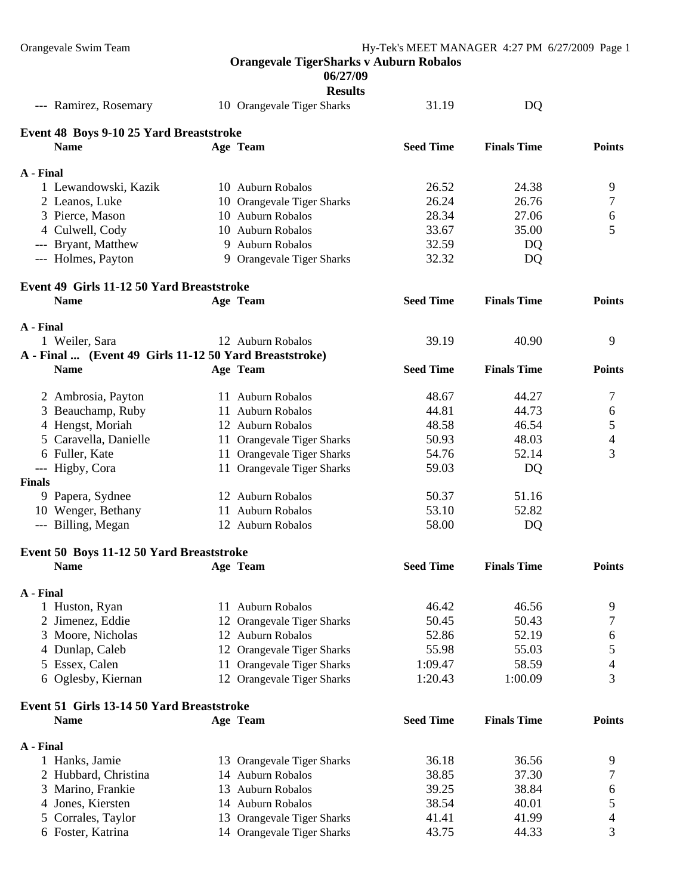## Orangevale TigerSharks v Auburn Robalos

**06/27/09**

**Results**

| | Name | Age | Team | Seed Time | Finals Time | Points |
|---|---|---|---|---|---|---|
| --- | Ramirez, Rosemary | 10 | Orangevale Tiger Sharks | 31.19 | DQ | |

### Event 48 Boys 9-10 25 Yard Breaststroke

| | Name | Age | Team | Seed Time | Finals Time | Points |
|---|---|---|---|---|---|---|
| **A - Final** | | | | | | |
| 1 | Lewandowski, Kazik | 10 | Auburn Robalos | 26.52 | 24.38 | 9 |
| 2 | Leanos, Luke | 10 | Orangevale Tiger Sharks | 26.24 | 26.76 | 7 |
| 3 | Pierce, Mason | 10 | Auburn Robalos | 28.34 | 27.06 | 6 |
| 4 | Culwell, Cody | 10 | Auburn Robalos | 33.67 | 35.00 | 5 |
| --- | Bryant, Matthew | 9 | Auburn Robalos | 32.59 | DQ | |
| --- | Holmes, Payton | 9 | Orangevale Tiger Sharks | 32.32 | DQ | |

### Event 49 Girls 11-12 50 Yard Breaststroke

| | Name | Age | Team | Seed Time | Finals Time | Points |
|---|---|---|---|---|---|---|
| **A - Final** | | | | | | |
| 1 | Weiler, Sara | 12 | Auburn Robalos | 39.19 | 40.90 | 9 |
| 2 | Ambrosia, Payton | 11 | Auburn Robalos | 48.67 | 44.27 | 7 |
| 3 | Beauchamp, Ruby | 11 | Auburn Robalos | 44.81 | 44.73 | 6 |
| 4 | Hengst, Moriah | 12 | Auburn Robalos | 48.58 | 46.54 | 5 |
| 5 | Caravella, Danielle | 11 | Orangevale Tiger Sharks | 50.93 | 48.03 | 4 |
| 6 | Fuller, Kate | 11 | Orangevale Tiger Sharks | 54.76 | 52.14 | 3 |
| --- | Higby, Cora | 11 | Orangevale Tiger Sharks | 59.03 | DQ | |
| **Finals** | | | | | | |
| 9 | Papera, Sydnee | 12 | Auburn Robalos | 50.37 | 51.16 | |
| 10 | Wenger, Bethany | 11 | Auburn Robalos | 53.10 | 52.82 | |
| --- | Billing, Megan | 12 | Auburn Robalos | 58.00 | DQ | |

### Event 50 Boys 11-12 50 Yard Breaststroke

| | Name | Age | Team | Seed Time | Finals Time | Points |
|---|---|---|---|---|---|---|
| **A - Final** | | | | | | |
| 1 | Huston, Ryan | 11 | Auburn Robalos | 46.42 | 46.56 | 9 |
| 2 | Jimenez, Eddie | 12 | Orangevale Tiger Sharks | 50.45 | 50.43 | 7 |
| 3 | Moore, Nicholas | 12 | Auburn Robalos | 52.86 | 52.19 | 6 |
| 4 | Dunlap, Caleb | 12 | Orangevale Tiger Sharks | 55.98 | 55.03 | 5 |
| 5 | Essex, Calen | 11 | Orangevale Tiger Sharks | 1:09.47 | 58.59 | 4 |
| 6 | Oglesby, Kiernan | 12 | Orangevale Tiger Sharks | 1:20.43 | 1:00.09 | 3 |

### Event 51 Girls 13-14 50 Yard Breaststroke

| | Name | Age | Team | Seed Time | Finals Time | Points |
|---|---|---|---|---|---|---|
| **A - Final** | | | | | | |
| 1 | Hanks, Jamie | 13 | Orangevale Tiger Sharks | 36.18 | 36.56 | 9 |
| 2 | Hubbard, Christina | 14 | Auburn Robalos | 38.85 | 37.30 | 7 |
| 3 | Marino, Frankie | 13 | Auburn Robalos | 39.25 | 38.84 | 6 |
| 4 | Jones, Kiersten | 14 | Auburn Robalos | 38.54 | 40.01 | 5 |
| 5 | Corrales, Taylor | 13 | Orangevale Tiger Sharks | 41.41 | 41.99 | 4 |
| 6 | Foster, Katrina | 14 | Orangevale Tiger Sharks | 43.75 | 44.33 | 3 |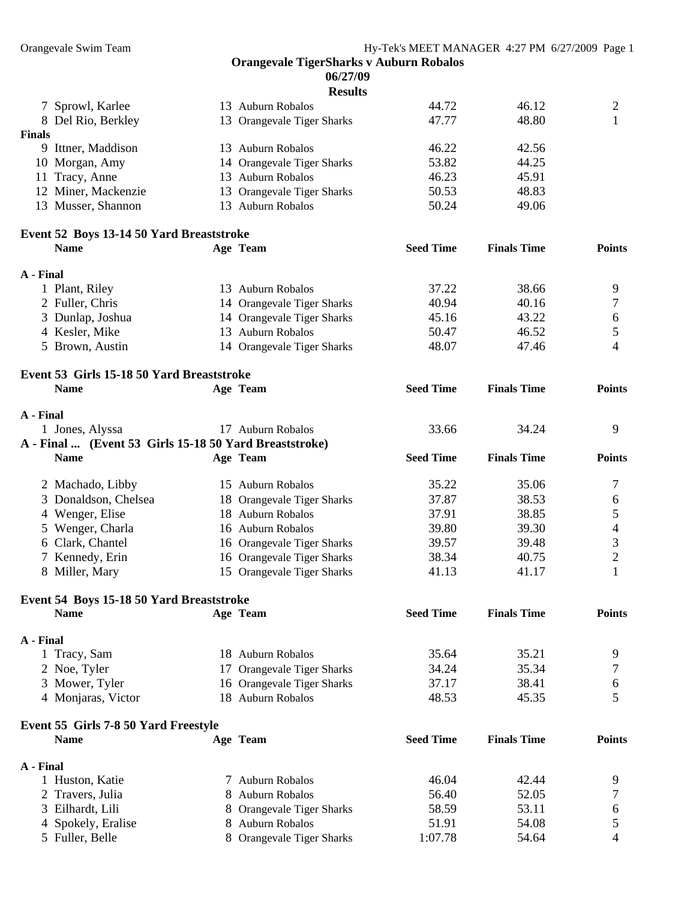**Orangevale TigerSharks v Auburn Robalos**
**06/27/09**
**Results**

| | Name | Age | Team | Seed Time | Finals Time | Points |
|---|---|---|---|---|---|---|
| 7 | Sprowl, Karlee | 13 | Auburn Robalos | 44.72 | 46.12 | 2 |
| 8 | Del Rio, Berkley | 13 | Orangevale Tiger Sharks | 47.77 | 48.80 | 1 |
| **Finals** | | | | | | |
| 9 | Ittner, Maddison | 13 | Auburn Robalos | 46.22 | 42.56 | |
| 10 | Morgan, Amy | 14 | Orangevale Tiger Sharks | 53.82 | 44.25 | |
| 11 | Tracy, Anne | 13 | Auburn Robalos | 46.23 | 45.91 | |
| 12 | Miner, Mackenzie | 13 | Orangevale Tiger Sharks | 50.53 | 48.83 | |
| 13 | Musser, Shannon | 13 | Auburn Robalos | 50.24 | 49.06 | |

**Event 52 Boys 13-14 50 Yard Breaststroke**

| | Name | Age | Team | Seed Time | Finals Time | Points |
|---|---|---|---|---|---|---|
| **A - Final** | | | | | | |
| 1 | Plant, Riley | 13 | Auburn Robalos | 37.22 | 38.66 | 9 |
| 2 | Fuller, Chris | 14 | Orangevale Tiger Sharks | 40.94 | 40.16 | 7 |
| 3 | Dunlap, Joshua | 14 | Orangevale Tiger Sharks | 45.16 | 43.22 | 6 |
| 4 | Kesler, Mike | 13 | Auburn Robalos | 50.47 | 46.52 | 5 |
| 5 | Brown, Austin | 14 | Orangevale Tiger Sharks | 48.07 | 47.46 | 4 |

**Event 53 Girls 15-18 50 Yard Breaststroke**

| | Name | Age | Team | Seed Time | Finals Time | Points |
|---|---|---|---|---|---|---|
| **A - Final** | | | | | | |
| 1 | Jones, Alyssa | 17 | Auburn Robalos | 33.66 | 34.24 | 9 |
| 2 | Machado, Libby | 15 | Auburn Robalos | 35.22 | 35.06 | 7 |
| 3 | Donaldson, Chelsea | 18 | Orangevale Tiger Sharks | 37.87 | 38.53 | 6 |
| 4 | Wenger, Elise | 18 | Auburn Robalos | 37.91 | 38.85 | 5 |
| 5 | Wenger, Charla | 16 | Auburn Robalos | 39.80 | 39.30 | 4 |
| 6 | Clark, Chantel | 16 | Orangevale Tiger Sharks | 39.57 | 39.48 | 3 |
| 7 | Kennedy, Erin | 16 | Orangevale Tiger Sharks | 38.34 | 40.75 | 2 |
| 8 | Miller, Mary | 15 | Orangevale Tiger Sharks | 41.13 | 41.17 | 1 |

**Event 54 Boys 15-18 50 Yard Breaststroke**

| | Name | Age | Team | Seed Time | Finals Time | Points |
|---|---|---|---|---|---|---|
| **A - Final** | | | | | | |
| 1 | Tracy, Sam | 18 | Auburn Robalos | 35.64 | 35.21 | 9 |
| 2 | Noe, Tyler | 17 | Orangevale Tiger Sharks | 34.24 | 35.34 | 7 |
| 3 | Mower, Tyler | 16 | Orangevale Tiger Sharks | 37.17 | 38.41 | 6 |
| 4 | Monjaras, Victor | 18 | Auburn Robalos | 48.53 | 45.35 | 5 |

**Event 55 Girls 7-8 50 Yard Freestyle**

| | Name | Age | Team | Seed Time | Finals Time | Points |
|---|---|---|---|---|---|---|
| **A - Final** | | | | | | |
| 1 | Huston, Katie | 7 | Auburn Robalos | 46.04 | 42.44 | 9 |
| 2 | Travers, Julia | 8 | Auburn Robalos | 56.40 | 52.05 | 7 |
| 3 | Eilhardt, Lili | 8 | Orangevale Tiger Sharks | 58.59 | 53.11 | 6 |
| 4 | Spokely, Eralise | 8 | Auburn Robalos | 51.91 | 54.08 | 5 |
| 5 | Fuller, Belle | 8 | Orangevale Tiger Sharks | 1:07.78 | 54.64 | 4 |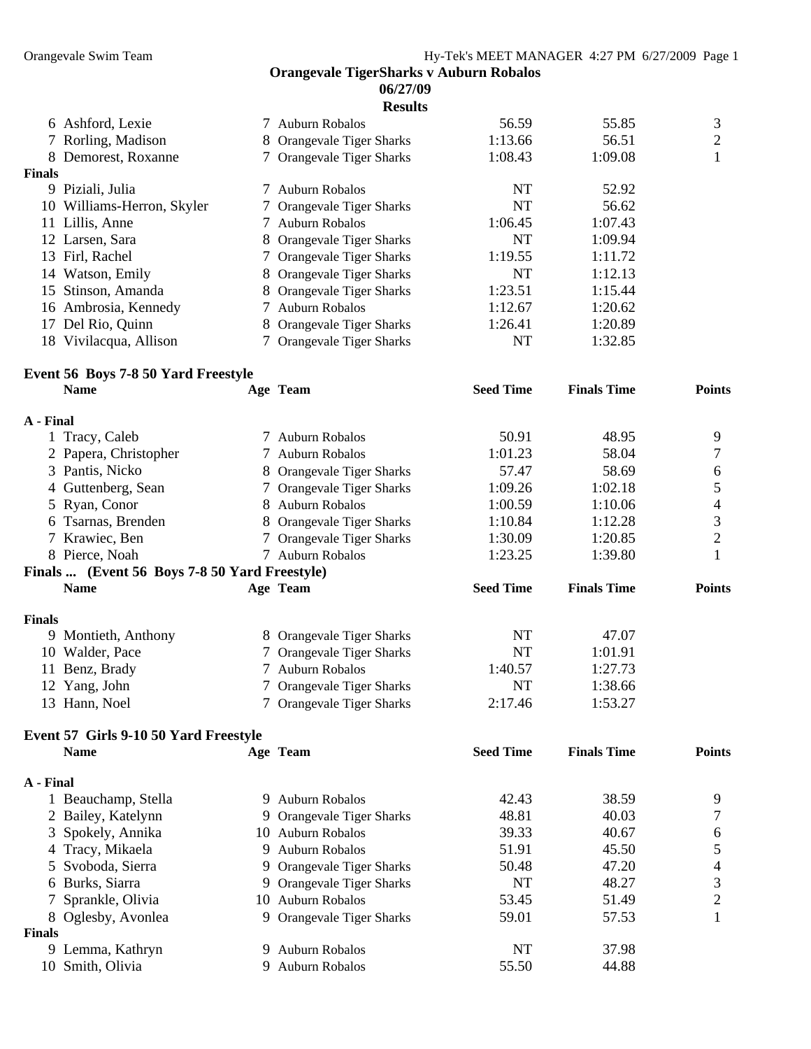**Orangevale TigerSharks v Auburn Robalos**
**06/27/09**
**Results**

| | Name | Age | Team | Seed Time | Finals Time | Points |
|---|---|---|---|---|---|---|
| 6 | Ashford, Lexie | 7 | Auburn Robalos | 56.59 | 55.85 | 3 |
| 7 | Rorling, Madison | 8 | Orangevale Tiger Sharks | 1:13.66 | 56.51 | 2 |
| 8 | Demorest, Roxanne | 7 | Orangevale Tiger Sharks | 1:08.43 | 1:09.08 | 1 |
| **Finals** | | | | | | |
| 9 | Piziali, Julia | 7 | Auburn Robalos | NT | 52.92 | |
| 10 | Williams-Herron, Skyler | 7 | Orangevale Tiger Sharks | NT | 56.62 | |
| 11 | Lillis, Anne | 7 | Auburn Robalos | 1:06.45 | 1:07.43 | |
| 12 | Larsen, Sara | 8 | Orangevale Tiger Sharks | NT | 1:09.94 | |
| 13 | Firl, Rachel | 7 | Orangevale Tiger Sharks | 1:19.55 | 1:11.72 | |
| 14 | Watson, Emily | 8 | Orangevale Tiger Sharks | NT | 1:12.13 | |
| 15 | Stinson, Amanda | 8 | Orangevale Tiger Sharks | 1:23.51 | 1:15.44 | |
| 16 | Ambrosia, Kennedy | 7 | Auburn Robalos | 1:12.67 | 1:20.62 | |
| 17 | Del Rio, Quinn | 8 | Orangevale Tiger Sharks | 1:26.41 | 1:20.89 | |
| 18 | Vivilacqua, Allison | 7 | Orangevale Tiger Sharks | NT | 1:32.85 | |

**Event 56 Boys 7-8 50 Yard Freestyle**

| | Name | Age | Team | Seed Time | Finals Time | Points |
|---|---|---|---|---|---|---|
| **A - Final** | | | | | | |
| 1 | Tracy, Caleb | 7 | Auburn Robalos | 50.91 | 48.95 | 9 |
| 2 | Papera, Christopher | 7 | Auburn Robalos | 1:01.23 | 58.04 | 7 |
| 3 | Pantis, Nicko | 8 | Orangevale Tiger Sharks | 57.47 | 58.69 | 6 |
| 4 | Guttenberg, Sean | 7 | Orangevale Tiger Sharks | 1:09.26 | 1:02.18 | 5 |
| 5 | Ryan, Conor | 8 | Auburn Robalos | 1:00.59 | 1:10.06 | 4 |
| 6 | Tsarnas, Brenden | 8 | Orangevale Tiger Sharks | 1:10.84 | 1:12.28 | 3 |
| 7 | Krawiec, Ben | 7 | Orangevale Tiger Sharks | 1:30.09 | 1:20.85 | 2 |
| 8 | Pierce, Noah | 7 | Auburn Robalos | 1:23.25 | 1:39.80 | 1 |

**Finals ... (Event 56 Boys 7-8 50 Yard Freestyle)**

| | Name | Age | Team | Seed Time | Finals Time | Points |
|---|---|---|---|---|---|---|
| **Finals** | | | | | | |
| 9 | Montieth, Anthony | 8 | Orangevale Tiger Sharks | NT | 47.07 | |
| 10 | Walder, Pace | 7 | Orangevale Tiger Sharks | NT | 1:01.91 | |
| 11 | Benz, Brady | 7 | Auburn Robalos | 1:40.57 | 1:27.73 | |
| 12 | Yang, John | 7 | Orangevale Tiger Sharks | NT | 1:38.66 | |
| 13 | Hann, Noel | 7 | Orangevale Tiger Sharks | 2:17.46 | 1:53.27 | |

**Event 57 Girls 9-10 50 Yard Freestyle**

| | Name | Age | Team | Seed Time | Finals Time | Points |
|---|---|---|---|---|---|---|
| **A - Final** | | | | | | |
| 1 | Beauchamp, Stella | 9 | Auburn Robalos | 42.43 | 38.59 | 9 |
| 2 | Bailey, Katelynn | 9 | Orangevale Tiger Sharks | 48.81 | 40.03 | 7 |
| 3 | Spokely, Annika | 10 | Auburn Robalos | 39.33 | 40.67 | 6 |
| 4 | Tracy, Mikaela | 9 | Auburn Robalos | 51.91 | 45.50 | 5 |
| 5 | Svoboda, Sierra | 9 | Orangevale Tiger Sharks | 50.48 | 47.20 | 4 |
| 6 | Burks, Siarra | 9 | Orangevale Tiger Sharks | NT | 48.27 | 3 |
| 7 | Sprankle, Olivia | 10 | Auburn Robalos | 53.45 | 51.49 | 2 |
| 8 | Oglesby, Avonlea | 9 | Orangevale Tiger Sharks | 59.01 | 57.53 | 1 |
| **Finals** | | | | | | |
| 9 | Lemma, Kathryn | 9 | Auburn Robalos | NT | 37.98 | |
| 10 | Smith, Olivia | 9 | Auburn Robalos | 55.50 | 44.88 | |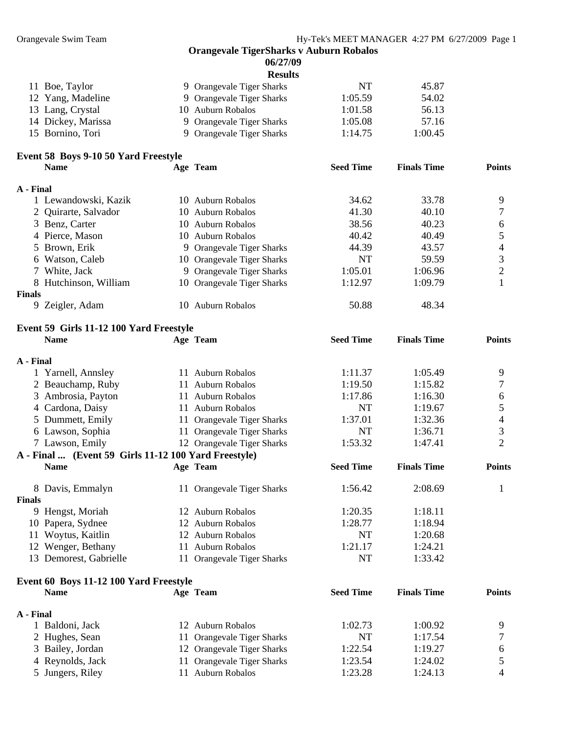## Orangevale TigerSharks v Auburn Robalos

**06/27/09**

**Results**

| | Name | Age | Team | Seed Time | Finals Time | Points |
|---|---|---|---|---|---|---|
| 11 | Boe, Taylor | 9 | Orangevale Tiger Sharks | NT | 45.87 | |
| 12 | Yang, Madeline | 9 | Orangevale Tiger Sharks | 1:05.59 | 54.02 | |
| 13 | Lang, Crystal | 10 | Auburn Robalos | 1:01.58 | 56.13 | |
| 14 | Dickey, Marissa | 9 | Orangevale Tiger Sharks | 1:05.08 | 57.16 | |
| 15 | Bornino, Tori | 9 | Orangevale Tiger Sharks | 1:14.75 | 1:00.45 | |

### Event 58 Boys 9-10 50 Yard Freestyle

| | Name | Age | Team | Seed Time | Finals Time | Points |
|---|---|---|---|---|---|---|
| **A - Final** | | | | | | |
| 1 | Lewandowski, Kazik | 10 | Auburn Robalos | 34.62 | 33.78 | 9 |
| 2 | Quirarte, Salvador | 10 | Auburn Robalos | 41.30 | 40.10 | 7 |
| 3 | Benz, Carter | 10 | Auburn Robalos | 38.56 | 40.23 | 6 |
| 4 | Pierce, Mason | 10 | Auburn Robalos | 40.42 | 40.49 | 5 |
| 5 | Brown, Erik | 9 | Orangevale Tiger Sharks | 44.39 | 43.57 | 4 |
| 6 | Watson, Caleb | 10 | Orangevale Tiger Sharks | NT | 59.59 | 3 |
| 7 | White, Jack | 9 | Orangevale Tiger Sharks | 1:05.01 | 1:06.96 | 2 |
| 8 | Hutchinson, William | 10 | Orangevale Tiger Sharks | 1:12.97 | 1:09.79 | 1 |
| **Finals** | | | | | | |
| 9 | Zeigler, Adam | 10 | Auburn Robalos | 50.88 | 48.34 | |

### Event 59 Girls 11-12 100 Yard Freestyle

| | Name | Age | Team | Seed Time | Finals Time | Points |
|---|---|---|---|---|---|---|
| **A - Final** | | | | | | |
| 1 | Yarnell, Annsley | 11 | Auburn Robalos | 1:11.37 | 1:05.49 | 9 |
| 2 | Beauchamp, Ruby | 11 | Auburn Robalos | 1:19.50 | 1:15.82 | 7 |
| 3 | Ambrosia, Payton | 11 | Auburn Robalos | 1:17.86 | 1:16.30 | 6 |
| 4 | Cardona, Daisy | 11 | Auburn Robalos | NT | 1:19.67 | 5 |
| 5 | Dummett, Emily | 11 | Orangevale Tiger Sharks | 1:37.01 | 1:32.36 | 4 |
| 6 | Lawson, Sophia | 11 | Orangevale Tiger Sharks | NT | 1:36.71 | 3 |
| 7 | Lawson, Emily | 12 | Orangevale Tiger Sharks | 1:53.32 | 1:47.41 | 2 |
| 8 | Davis, Emmalyn | 11 | Orangevale Tiger Sharks | 1:56.42 | 2:08.69 | 1 |
| **Finals** | | | | | | |
| 9 | Hengst, Moriah | 12 | Auburn Robalos | 1:20.35 | 1:18.11 | |
| 10 | Papera, Sydnee | 12 | Auburn Robalos | 1:28.77 | 1:18.94 | |
| 11 | Woytus, Kaitlin | 12 | Auburn Robalos | NT | 1:20.68 | |
| 12 | Wenger, Bethany | 11 | Auburn Robalos | 1:21.17 | 1:24.21 | |
| 13 | Demorest, Gabrielle | 11 | Orangevale Tiger Sharks | NT | 1:33.42 | |

### Event 60 Boys 11-12 100 Yard Freestyle

| | Name | Age | Team | Seed Time | Finals Time | Points |
|---|---|---|---|---|---|---|
| **A - Final** | | | | | | |
| 1 | Baldoni, Jack | 12 | Auburn Robalos | 1:02.73 | 1:00.92 | 9 |
| 2 | Hughes, Sean | 11 | Orangevale Tiger Sharks | NT | 1:17.54 | 7 |
| 3 | Bailey, Jordan | 12 | Orangevale Tiger Sharks | 1:22.54 | 1:19.27 | 6 |
| 4 | Reynolds, Jack | 11 | Orangevale Tiger Sharks | 1:23.54 | 1:24.02 | 5 |
| 5 | Jungers, Riley | 11 | Auburn Robalos | 1:23.28 | 1:24.13 | 4 |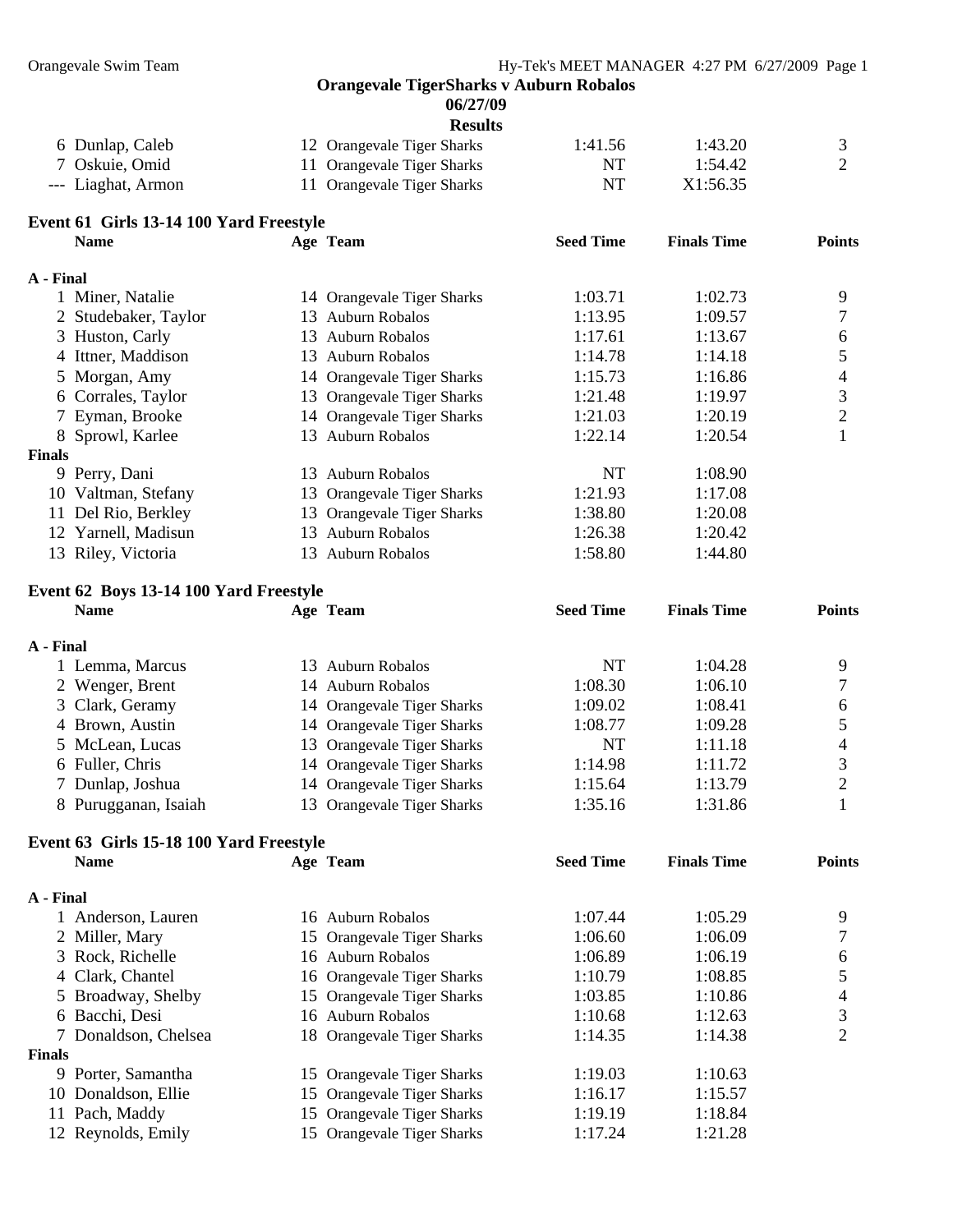**Orangevale TigerSharks v Auburn Robalos**
**06/27/09**
**Results**

| | Name | Age | Team | Seed Time | Finals Time | Points |
|---|---|---|---|---|---|---|
| 6 | Dunlap, Caleb | 12 | Orangevale Tiger Sharks | 1:41.56 | 1:43.20 | 3 |
| 7 | Oskuie, Omid | 11 | Orangevale Tiger Sharks | NT | 1:54.42 | 2 |
| --- | Liaghat, Armon | 11 | Orangevale Tiger Sharks | NT | X1:56.35 | |

### Event 61 Girls 13-14 100 Yard Freestyle

| | Name | Age | Team | Seed Time | Finals Time | Points |
|---|---|---|---|---|---|---|
| **A - Final** | | | | | | |
| 1 | Miner, Natalie | 14 | Orangevale Tiger Sharks | 1:03.71 | 1:02.73 | 9 |
| 2 | Studebaker, Taylor | 13 | Auburn Robalos | 1:13.95 | 1:09.57 | 7 |
| 3 | Huston, Carly | 13 | Auburn Robalos | 1:17.61 | 1:13.67 | 6 |
| 4 | Ittner, Maddison | 13 | Auburn Robalos | 1:14.78 | 1:14.18 | 5 |
| 5 | Morgan, Amy | 14 | Orangevale Tiger Sharks | 1:15.73 | 1:16.86 | 4 |
| 6 | Corrales, Taylor | 13 | Orangevale Tiger Sharks | 1:21.48 | 1:19.97 | 3 |
| 7 | Eyman, Brooke | 14 | Orangevale Tiger Sharks | 1:21.03 | 1:20.19 | 2 |
| 8 | Sprowl, Karlee | 13 | Auburn Robalos | 1:22.14 | 1:20.54 | 1 |
| **Finals** | | | | | | |
| 9 | Perry, Dani | 13 | Auburn Robalos | NT | 1:08.90 | |
| 10 | Valtman, Stefany | 13 | Orangevale Tiger Sharks | 1:21.93 | 1:17.08 | |
| 11 | Del Rio, Berkley | 13 | Orangevale Tiger Sharks | 1:38.80 | 1:20.08 | |
| 12 | Yarnell, Madisun | 13 | Auburn Robalos | 1:26.38 | 1:20.42 | |
| 13 | Riley, Victoria | 13 | Auburn Robalos | 1:58.80 | 1:44.80 | |

### Event 62 Boys 13-14 100 Yard Freestyle

| | Name | Age | Team | Seed Time | Finals Time | Points |
|---|---|---|---|---|---|---|
| **A - Final** | | | | | | |
| 1 | Lemma, Marcus | 13 | Auburn Robalos | NT | 1:04.28 | 9 |
| 2 | Wenger, Brent | 14 | Auburn Robalos | 1:08.30 | 1:06.10 | 7 |
| 3 | Clark, Geramy | 14 | Orangevale Tiger Sharks | 1:09.02 | 1:08.41 | 6 |
| 4 | Brown, Austin | 14 | Orangevale Tiger Sharks | 1:08.77 | 1:09.28 | 5 |
| 5 | McLean, Lucas | 13 | Orangevale Tiger Sharks | NT | 1:11.18 | 4 |
| 6 | Fuller, Chris | 14 | Orangevale Tiger Sharks | 1:14.98 | 1:11.72 | 3 |
| 7 | Dunlap, Joshua | 14 | Orangevale Tiger Sharks | 1:15.64 | 1:13.79 | 2 |
| 8 | Purugganan, Isaiah | 13 | Orangevale Tiger Sharks | 1:35.16 | 1:31.86 | 1 |

### Event 63 Girls 15-18 100 Yard Freestyle

| | Name | Age | Team | Seed Time | Finals Time | Points |
|---|---|---|---|---|---|---|
| **A - Final** | | | | | | |
| 1 | Anderson, Lauren | 16 | Auburn Robalos | 1:07.44 | 1:05.29 | 9 |
| 2 | Miller, Mary | 15 | Orangevale Tiger Sharks | 1:06.60 | 1:06.09 | 7 |
| 3 | Rock, Richelle | 16 | Auburn Robalos | 1:06.89 | 1:06.19 | 6 |
| 4 | Clark, Chantel | 16 | Orangevale Tiger Sharks | 1:10.79 | 1:08.85 | 5 |
| 5 | Broadway, Shelby | 15 | Orangevale Tiger Sharks | 1:03.85 | 1:10.86 | 4 |
| 6 | Bacchi, Desi | 16 | Auburn Robalos | 1:10.68 | 1:12.63 | 3 |
| 7 | Donaldson, Chelsea | 18 | Orangevale Tiger Sharks | 1:14.35 | 1:14.38 | 2 |
| **Finals** | | | | | | |
| 9 | Porter, Samantha | 15 | Orangevale Tiger Sharks | 1:19.03 | 1:10.63 | |
| 10 | Donaldson, Ellie | 15 | Orangevale Tiger Sharks | 1:16.17 | 1:15.57 | |
| 11 | Pach, Maddy | 15 | Orangevale Tiger Sharks | 1:19.19 | 1:18.84 | |
| 12 | Reynolds, Emily | 15 | Orangevale Tiger Sharks | 1:17.24 | 1:21.28 | |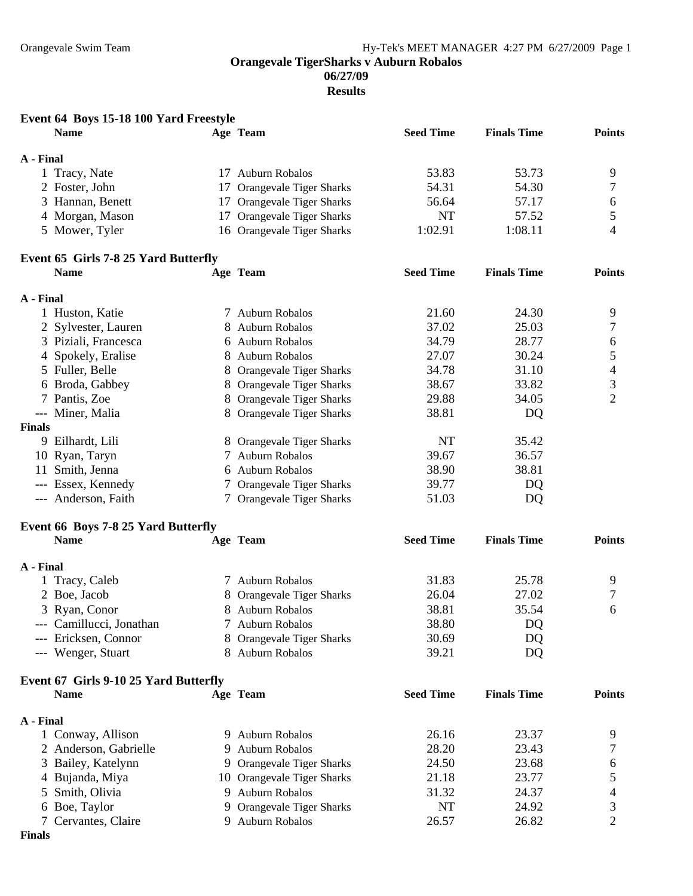**Orangevale TigerSharks v Auburn Robalos**
**06/27/09**
**Results**

### Event 64 Boys 15-18 100 Yard Freestyle

| | Name | Age | Team | Seed Time | Finals Time | Points |
|---|---|---|---|---|---|---|
| **A - Final** | | | | | | |
| 1 | Tracy, Nate | 17 | Auburn Robalos | 53.83 | 53.73 | 9 |
| 2 | Foster, John | 17 | Orangevale Tiger Sharks | 54.31 | 54.30 | 7 |
| 3 | Hannan, Benett | 17 | Orangevale Tiger Sharks | 56.64 | 57.17 | 6 |
| 4 | Morgan, Mason | 17 | Orangevale Tiger Sharks | NT | 57.52 | 5 |
| 5 | Mower, Tyler | 16 | Orangevale Tiger Sharks | 1:02.91 | 1:08.11 | 4 |

### Event 65 Girls 7-8 25 Yard Butterfly

| | Name | Age | Team | Seed Time | Finals Time | Points |
|---|---|---|---|---|---|---|
| **A - Final** | | | | | | |
| 1 | Huston, Katie | 7 | Auburn Robalos | 21.60 | 24.30 | 9 |
| 2 | Sylvester, Lauren | 8 | Auburn Robalos | 37.02 | 25.03 | 7 |
| 3 | Piziali, Francesca | 6 | Auburn Robalos | 34.79 | 28.77 | 6 |
| 4 | Spokely, Eralise | 8 | Auburn Robalos | 27.07 | 30.24 | 5 |
| 5 | Fuller, Belle | 8 | Orangevale Tiger Sharks | 34.78 | 31.10 | 4 |
| 6 | Broda, Gabbey | 8 | Orangevale Tiger Sharks | 38.67 | 33.82 | 3 |
| 7 | Pantis, Zoe | 8 | Orangevale Tiger Sharks | 29.88 | 34.05 | 2 |
| --- | Miner, Malia | 8 | Orangevale Tiger Sharks | 38.81 | DQ | |
| **Finals** | | | | | | |
| 9 | Eilhardt, Lili | 8 | Orangevale Tiger Sharks | NT | 35.42 | |
| 10 | Ryan, Taryn | 7 | Auburn Robalos | 39.67 | 36.57 | |
| 11 | Smith, Jenna | 6 | Auburn Robalos | 38.90 | 38.81 | |
| --- | Essex, Kennedy | 7 | Orangevale Tiger Sharks | 39.77 | DQ | |
| --- | Anderson, Faith | 7 | Orangevale Tiger Sharks | 51.03 | DQ | |

### Event 66 Boys 7-8 25 Yard Butterfly

| | Name | Age | Team | Seed Time | Finals Time | Points |
|---|---|---|---|---|---|---|
| **A - Final** | | | | | | |
| 1 | Tracy, Caleb | 7 | Auburn Robalos | 31.83 | 25.78 | 9 |
| 2 | Boe, Jacob | 8 | Orangevale Tiger Sharks | 26.04 | 27.02 | 7 |
| 3 | Ryan, Conor | 8 | Auburn Robalos | 38.81 | 35.54 | 6 |
| --- | Camillucci, Jonathan | 7 | Auburn Robalos | 38.80 | DQ | |
| --- | Ericksen, Connor | 8 | Orangevale Tiger Sharks | 30.69 | DQ | |
| --- | Wenger, Stuart | 8 | Auburn Robalos | 39.21 | DQ | |

### Event 67 Girls 9-10 25 Yard Butterfly

| | Name | Age | Team | Seed Time | Finals Time | Points |
|---|---|---|---|---|---|---|
| **A - Final** | | | | | | |
| 1 | Conway, Allison | 9 | Auburn Robalos | 26.16 | 23.37 | 9 |
| 2 | Anderson, Gabrielle | 9 | Auburn Robalos | 28.20 | 23.43 | 7 |
| 3 | Bailey, Katelynn | 9 | Orangevale Tiger Sharks | 24.50 | 23.68 | 6 |
| 4 | Bujanda, Miya | 10 | Orangevale Tiger Sharks | 21.18 | 23.77 | 5 |
| 5 | Smith, Olivia | 9 | Auburn Robalos | 31.32 | 24.37 | 4 |
| 6 | Boe, Taylor | 9 | Orangevale Tiger Sharks | NT | 24.92 | 3 |
| 7 | Cervantes, Claire | 9 | Auburn Robalos | 26.57 | 26.82 | 2 |
| **Finals** | | | | | | |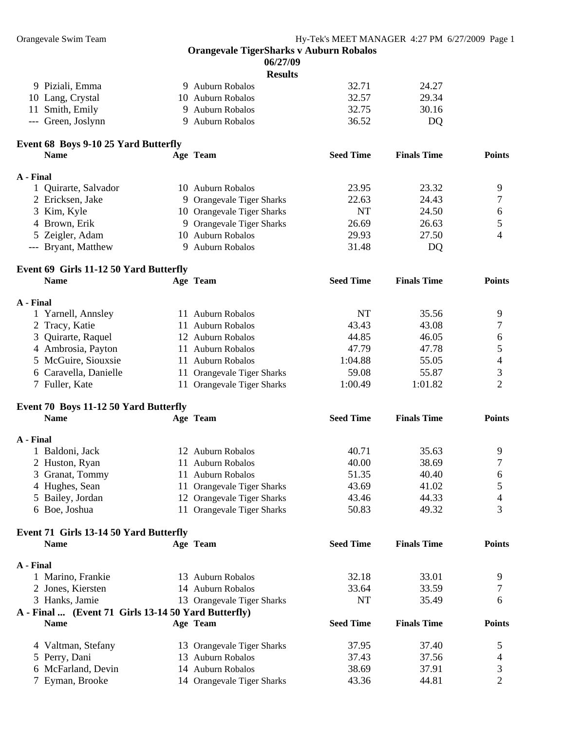**Orangevale TigerSharks v Auburn Robalos**
**06/27/09**
**Results**

| | Name | Age | Team | Seed Time | Finals Time | Points |
|---|---|---|---|---|---|---|
| 9 | Piziali, Emma | 9 | Auburn Robalos | 32.71 | 24.27 | |
| 10 | Lang, Crystal | 10 | Auburn Robalos | 32.57 | 29.34 | |
| 11 | Smith, Emily | 9 | Auburn Robalos | 32.75 | 30.16 | |
| --- | Green, Joslynn | 9 | Auburn Robalos | 36.52 | DQ | |

### Event 68 Boys 9-10 25 Yard Butterfly

**A - Final**

| | Name | Age | Team | Seed Time | Finals Time | Points |
|---|---|---|---|---|---|---|
| 1 | Quirarte, Salvador | 10 | Auburn Robalos | 23.95 | 23.32 | 9 |
| 2 | Ericksen, Jake | 9 | Orangevale Tiger Sharks | 22.63 | 24.43 | 7 |
| 3 | Kim, Kyle | 10 | Orangevale Tiger Sharks | NT | 24.50 | 6 |
| 4 | Brown, Erik | 9 | Orangevale Tiger Sharks | 26.69 | 26.63 | 5 |
| 5 | Zeigler, Adam | 10 | Auburn Robalos | 29.93 | 27.50 | 4 |
| --- | Bryant, Matthew | 9 | Auburn Robalos | 31.48 | DQ | |

### Event 69 Girls 11-12 50 Yard Butterfly

**A - Final**

| | Name | Age | Team | Seed Time | Finals Time | Points |
|---|---|---|---|---|---|---|
| 1 | Yarnell, Annsley | 11 | Auburn Robalos | NT | 35.56 | 9 |
| 2 | Tracy, Katie | 11 | Auburn Robalos | 43.43 | 43.08 | 7 |
| 3 | Quirarte, Raquel | 12 | Auburn Robalos | 44.85 | 46.05 | 6 |
| 4 | Ambrosia, Payton | 11 | Auburn Robalos | 47.79 | 47.78 | 5 |
| 5 | McGuire, Siouxsie | 11 | Auburn Robalos | 1:04.88 | 55.05 | 4 |
| 6 | Caravella, Danielle | 11 | Orangevale Tiger Sharks | 59.08 | 55.87 | 3 |
| 7 | Fuller, Kate | 11 | Orangevale Tiger Sharks | 1:00.49 | 1:01.82 | 2 |

### Event 70 Boys 11-12 50 Yard Butterfly

**A - Final**

| | Name | Age | Team | Seed Time | Finals Time | Points |
|---|---|---|---|---|---|---|
| 1 | Baldoni, Jack | 12 | Auburn Robalos | 40.71 | 35.63 | 9 |
| 2 | Huston, Ryan | 11 | Auburn Robalos | 40.00 | 38.69 | 7 |
| 3 | Granat, Tommy | 11 | Auburn Robalos | 51.35 | 40.40 | 6 |
| 4 | Hughes, Sean | 11 | Orangevale Tiger Sharks | 43.69 | 41.02 | 5 |
| 5 | Bailey, Jordan | 12 | Orangevale Tiger Sharks | 43.46 | 44.33 | 4 |
| 6 | Boe, Joshua | 11 | Orangevale Tiger Sharks | 50.83 | 49.32 | 3 |

### Event 71 Girls 13-14 50 Yard Butterfly

**A - Final**

| | Name | Age | Team | Seed Time | Finals Time | Points |
|---|---|---|---|---|---|---|
| 1 | Marino, Frankie | 13 | Auburn Robalos | 32.18 | 33.01 | 9 |
| 2 | Jones, Kiersten | 14 | Auburn Robalos | 33.64 | 33.59 | 7 |
| 3 | Hanks, Jamie | 13 | Orangevale Tiger Sharks | NT | 35.49 | 6 |
| 4 | Valtman, Stefany | 13 | Orangevale Tiger Sharks | 37.95 | 37.40 | 5 |
| 5 | Perry, Dani | 13 | Auburn Robalos | 37.43 | 37.56 | 4 |
| 6 | McFarland, Devin | 14 | Auburn Robalos | 38.69 | 37.91 | 3 |
| 7 | Eyman, Brooke | 14 | Orangevale Tiger Sharks | 43.36 | 44.81 | 2 |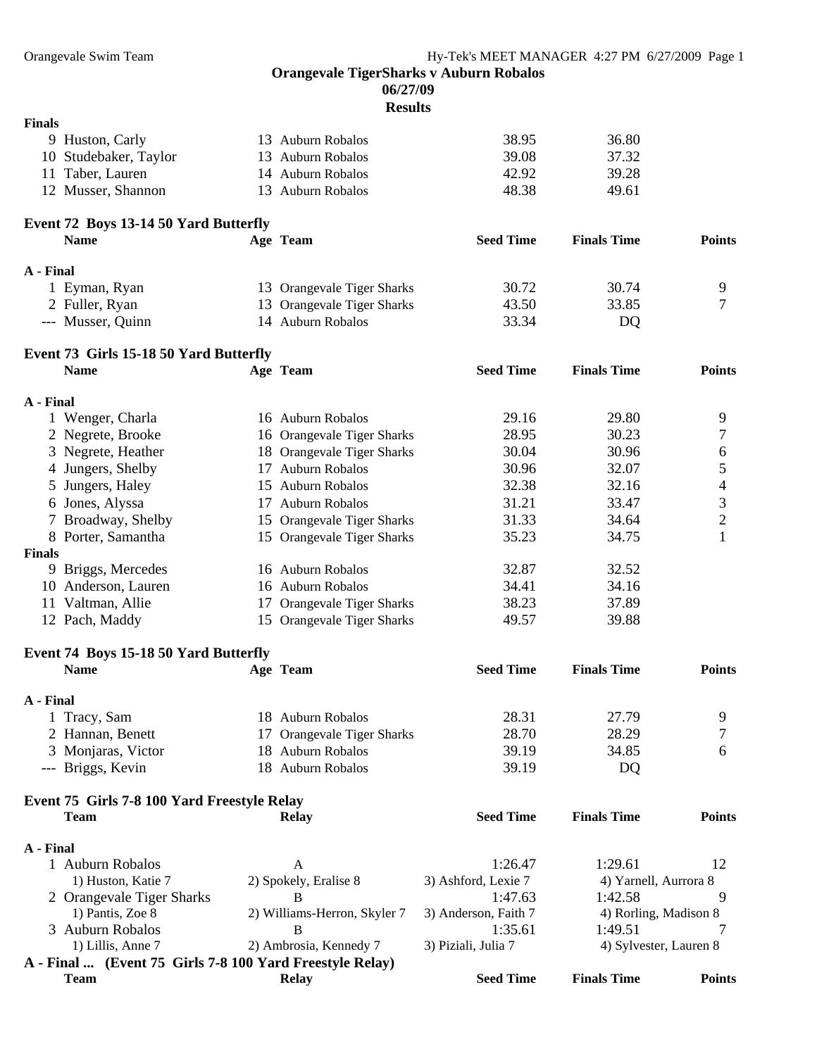## Orangevale TigerSharks v Auburn Robalos

**06/27/09**

**Results**

**Finals**

| | Name | Age | Team | Seed Time | Finals Time | Points |
|---|---|---|---|---|---|---|
| 9 | Huston, Carly | 13 | Auburn Robalos | 38.95 | 36.80 | |
| 10 | Studebaker, Taylor | 13 | Auburn Robalos | 39.08 | 37.32 | |
| 11 | Taber, Lauren | 14 | Auburn Robalos | 42.92 | 39.28 | |
| 12 | Musser, Shannon | 13 | Auburn Robalos | 48.38 | 49.61 | |

### Event 72 Boys 13-14 50 Yard Butterfly

| | Name | Age | Team | Seed Time | Finals Time | Points |
|---|---|---|---|---|---|---|
| **A - Final** | | | | | | |
| 1 | Eyman, Ryan | 13 | Orangevale Tiger Sharks | 30.72 | 30.74 | 9 |
| 2 | Fuller, Ryan | 13 | Orangevale Tiger Sharks | 43.50 | 33.85 | 7 |
| --- | Musser, Quinn | 14 | Auburn Robalos | 33.34 | DQ | |

### Event 73 Girls 15-18 50 Yard Butterfly

| | Name | Age | Team | Seed Time | Finals Time | Points |
|---|---|---|---|---|---|---|
| **A - Final** | | | | | | |
| 1 | Wenger, Charla | 16 | Auburn Robalos | 29.16 | 29.80 | 9 |
| 2 | Negrete, Brooke | 16 | Orangevale Tiger Sharks | 28.95 | 30.23 | 7 |
| 3 | Negrete, Heather | 18 | Orangevale Tiger Sharks | 30.04 | 30.96 | 6 |
| 4 | Jungers, Shelby | 17 | Auburn Robalos | 30.96 | 32.07 | 5 |
| 5 | Jungers, Haley | 15 | Auburn Robalos | 32.38 | 32.16 | 4 |
| 6 | Jones, Alyssa | 17 | Auburn Robalos | 31.21 | 33.47 | 3 |
| 7 | Broadway, Shelby | 15 | Orangevale Tiger Sharks | 31.33 | 34.64 | 2 |
| 8 | Porter, Samantha | 15 | Orangevale Tiger Sharks | 35.23 | 34.75 | 1 |
| **Finals** | | | | | | |
| 9 | Briggs, Mercedes | 16 | Auburn Robalos | 32.87 | 32.52 | |
| 10 | Anderson, Lauren | 16 | Auburn Robalos | 34.41 | 34.16 | |
| 11 | Valtman, Allie | 17 | Orangevale Tiger Sharks | 38.23 | 37.89 | |
| 12 | Pach, Maddy | 15 | Orangevale Tiger Sharks | 49.57 | 39.88 | |

### Event 74 Boys 15-18 50 Yard Butterfly

| | Name | Age | Team | Seed Time | Finals Time | Points |
|---|---|---|---|---|---|---|
| **A - Final** | | | | | | |
| 1 | Tracy, Sam | 18 | Auburn Robalos | 28.31 | 27.79 | 9 |
| 2 | Hannan, Benett | 17 | Orangevale Tiger Sharks | 28.70 | 28.29 | 7 |
| 3 | Monjaras, Victor | 18 | Auburn Robalos | 39.19 | 34.85 | 6 |
| --- | Briggs, Kevin | 18 | Auburn Robalos | 39.19 | DQ | |

### Event 75 Girls 7-8 100 Yard Freestyle Relay

| | Team | Relay | Seed Time | Finals Time | Points |
|---|---|---|---|---|---|
| **A - Final** | | | | | |
| 1 | Auburn Robalos | A | 1:26.47 | 1:29.61 | 12 |
| | 1) Huston, Katie 7 | 2) Spokely, Eralise 8 | 3) Ashford, Lexie 7 | 4) Yarnell, Aurrora 8 | |
| 2 | Orangevale Tiger Sharks | B | 1:47.63 | 1:42.58 | 9 |
| | 1) Pantis, Zoe 8 | 2) Williams-Herron, Skyler 7 | 3) Anderson, Faith 7 | 4) Rorling, Madison 8 | |
| 3 | Auburn Robalos | B | 1:35.61 | 1:49.51 | 7 |
| | 1) Lillis, Anne 7 | 2) Ambrosia, Kennedy 7 | 3) Piziali, Julia 7 | 4) Sylvester, Lauren 8 | |

**A - Final ... (Event 75 Girls 7-8 100 Yard Freestyle Relay)**

| Team | Relay | Seed Time | Finals Time | Points |
|---|---|---|---|---|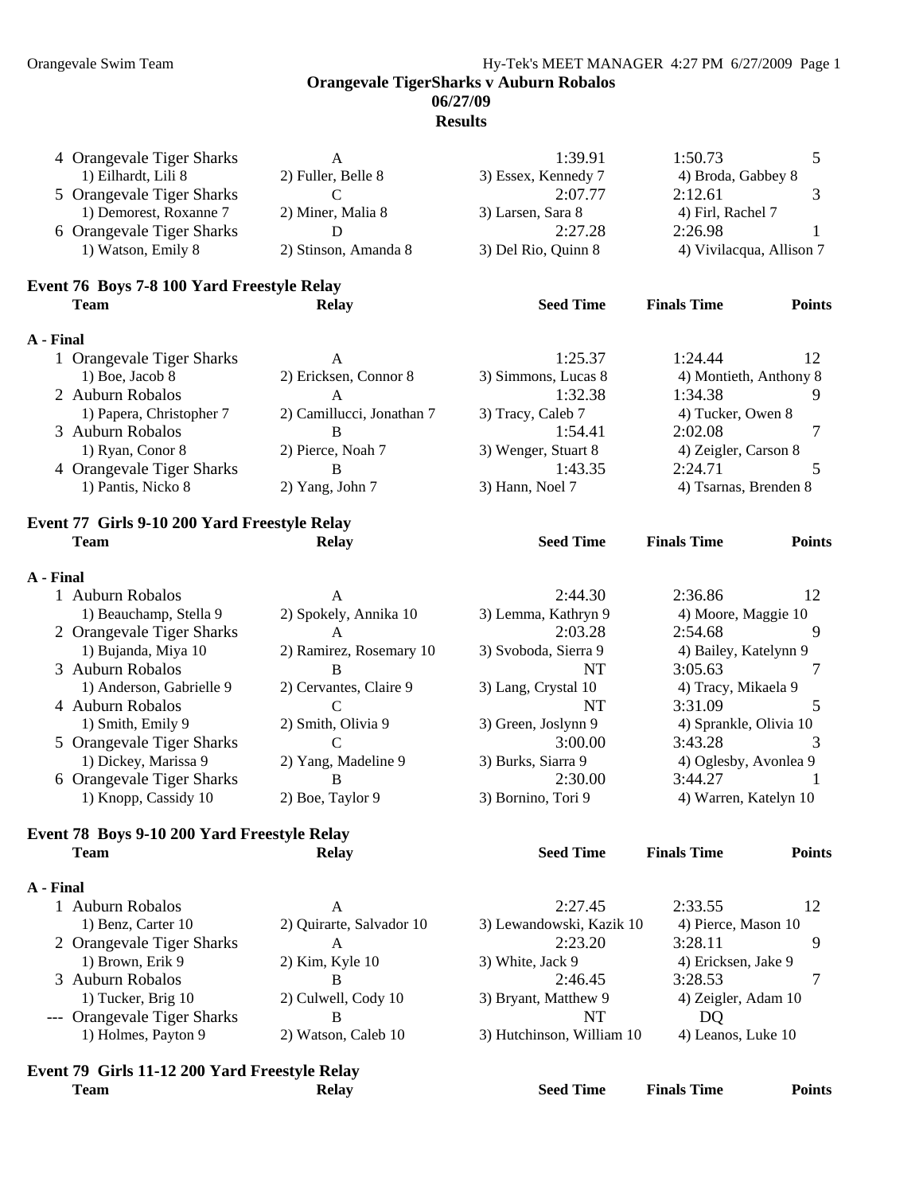**Orangevale TigerSharks v Auburn Robalos**
**06/27/09**
**Results**

| | Team | Relay | Seed Time | Finals Time | Points |
|---|---|---|---|---|---|
| 4 | Orangevale Tiger Sharks | A | 1:39.91 | 1:50.73 | 5 |
| | 1) Eilhardt, Lili 8 | 2) Fuller, Belle 8 | 3) Essex, Kennedy 7 | 4) Broda, Gabbey 8 | |
| 5 | Orangevale Tiger Sharks | C | 2:07.77 | 2:12.61 | 3 |
| | 1) Demorest, Roxanne 7 | 2) Miner, Malia 8 | 3) Larsen, Sara 8 | 4) Firl, Rachel 7 | |
| 6 | Orangevale Tiger Sharks | D | 2:27.28 | 2:26.98 | 1 |
| | 1) Watson, Emily 8 | 2) Stinson, Amanda 8 | 3) Del Rio, Quinn 8 | 4) Vivilacqua, Allison 7 | |

### Event 76 Boys 7-8 100 Yard Freestyle Relay

**A - Final**

| | Team | Relay | Seed Time | Finals Time | Points |
|---|---|---|---|---|---|
| 1 | Orangevale Tiger Sharks | A | 1:25.37 | 1:24.44 | 12 |
| | 1) Boe, Jacob 8 | 2) Ericksen, Connor 8 | 3) Simmons, Lucas 8 | 4) Montieth, Anthony 8 | |
| 2 | Auburn Robalos | A | 1:32.38 | 1:34.38 | 9 |
| | 1) Papera, Christopher 7 | 2) Camillucci, Jonathan 7 | 3) Tracy, Caleb 7 | 4) Tucker, Owen 8 | |
| 3 | Auburn Robalos | B | 1:54.41 | 2:02.08 | 7 |
| | 1) Ryan, Conor 8 | 2) Pierce, Noah 7 | 3) Wenger, Stuart 8 | 4) Zeigler, Carson 8 | |
| 4 | Orangevale Tiger Sharks | B | 1:43.35 | 2:24.71 | 5 |
| | 1) Pantis, Nicko 8 | 2) Yang, John 7 | 3) Hann, Noel 7 | 4) Tsarnas, Brenden 8 | |

### Event 77 Girls 9-10 200 Yard Freestyle Relay

**A - Final**

| | Team | Relay | Seed Time | Finals Time | Points |
|---|---|---|---|---|---|
| 1 | Auburn Robalos | A | 2:44.30 | 2:36.86 | 12 |
| | 1) Beauchamp, Stella 9 | 2) Spokely, Annika 10 | 3) Lemma, Kathryn 9 | 4) Moore, Maggie 10 | |
| 2 | Orangevale Tiger Sharks | A | 2:03.28 | 2:54.68 | 9 |
| | 1) Bujanda, Miya 10 | 2) Ramirez, Rosemary 10 | 3) Svoboda, Sierra 9 | 4) Bailey, Katelynn 9 | |
| 3 | Auburn Robalos | B | NT | 3:05.63 | 7 |
| | 1) Anderson, Gabrielle 9 | 2) Cervantes, Claire 9 | 3) Lang, Crystal 10 | 4) Tracy, Mikaela 9 | |
| 4 | Auburn Robalos | C | NT | 3:31.09 | 5 |
| | 1) Smith, Emily 9 | 2) Smith, Olivia 9 | 3) Green, Joslynn 9 | 4) Sprankle, Olivia 10 | |
| 5 | Orangevale Tiger Sharks | C | 3:00.00 | 3:43.28 | 3 |
| | 1) Dickey, Marissa 9 | 2) Yang, Madeline 9 | 3) Burks, Siarra 9 | 4) Oglesby, Avonlea 9 | |
| 6 | Orangevale Tiger Sharks | B | 2:30.00 | 3:44.27 | 1 |
| | 1) Knopp, Cassidy 10 | 2) Boe, Taylor 9 | 3) Bornino, Tori 9 | 4) Warren, Katelyn 10 | |

### Event 78 Boys 9-10 200 Yard Freestyle Relay

**A - Final**

| | Team | Relay | Seed Time | Finals Time | Points |
|---|---|---|---|---|---|
| 1 | Auburn Robalos | A | 2:27.45 | 2:33.55 | 12 |
| | 1) Benz, Carter 10 | 2) Quirarte, Salvador 10 | 3) Lewandowski, Kazik 10 | 4) Pierce, Mason 10 | |
| 2 | Orangevale Tiger Sharks | A | 2:23.20 | 3:28.11 | 9 |
| | 1) Brown, Erik 9 | 2) Kim, Kyle 10 | 3) White, Jack 9 | 4) Ericksen, Jake 9 | |
| 3 | Auburn Robalos | B | 2:46.45 | 3:28.53 | 7 |
| | 1) Tucker, Brig 10 | 2) Culwell, Cody 10 | 3) Bryant, Matthew 9 | 4) Zeigler, Adam 10 | |
| --- | Orangevale Tiger Sharks | B | NT | DQ | |
| | 1) Holmes, Payton 9 | 2) Watson, Caleb 10 | 3) Hutchinson, William 10 | 4) Leanos, Luke 10 | |

### Event 79 Girls 11-12 200 Yard Freestyle Relay

| Team | Relay | Seed Time | Finals Time | Points |
|---|---|---|---|---|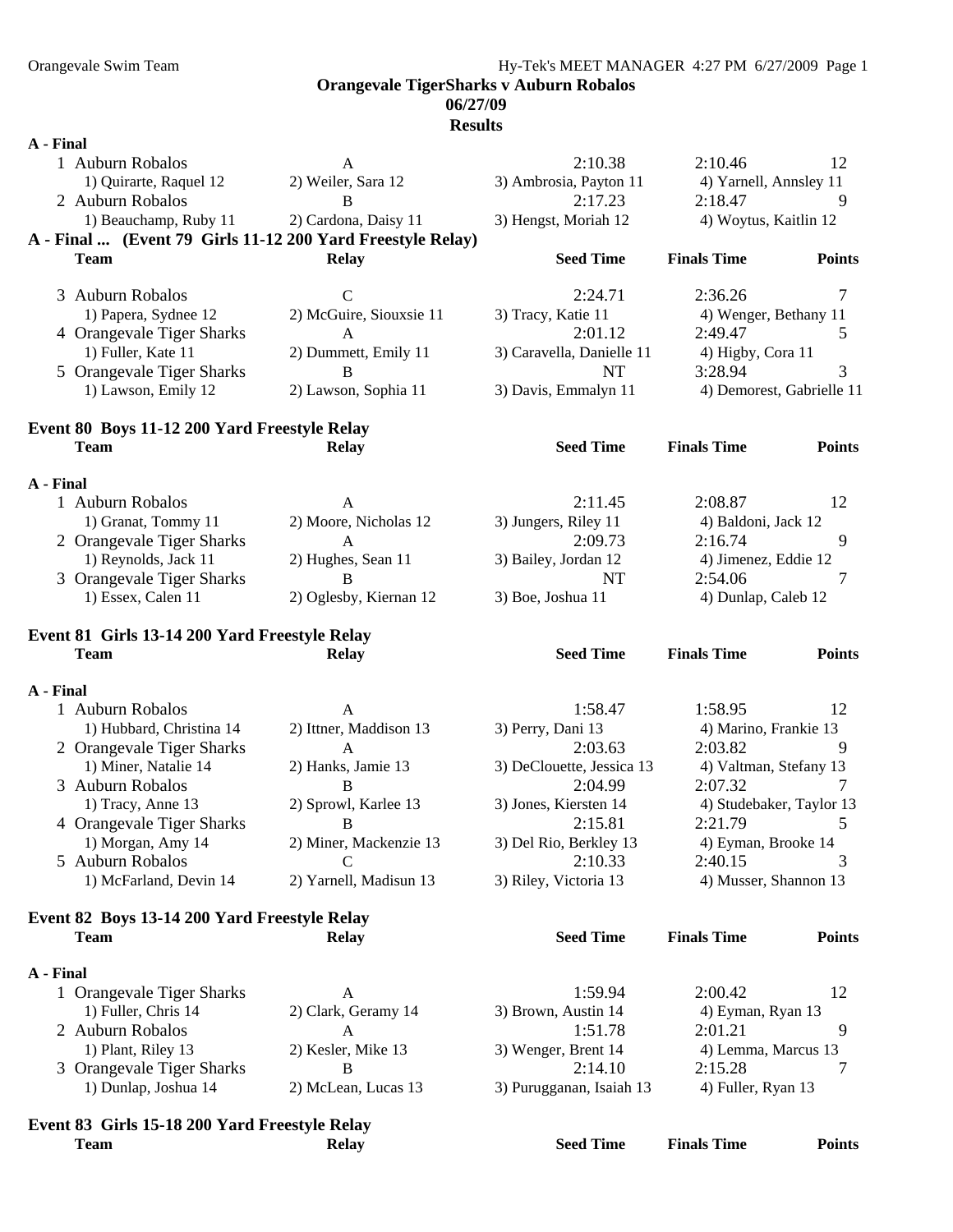## Orangevale TigerSharks v Auburn Robalos

**06/27/09**

**Results**

**A - Final**

| | Team | Relay | Seed Time | Finals Time | Points |
|---|---|---|---|---|---|
| 1 | Auburn Robalos | A | 2:10.38 | 2:10.46 | 12 |
| | 1) Quirarte, Raquel 12 | 2) Weiler, Sara 12 | 3) Ambrosia, Payton 11 | 4) Yarnell, Annsley 11 | |
| 2 | Auburn Robalos | B | 2:17.23 | 2:18.47 | 9 |
| | 1) Beauchamp, Ruby 11 | 2) Cardona, Daisy 11 | 3) Hengst, Moriah 12 | 4) Woytus, Kaitlin 12 | |

**A - Final ... (Event 79 Girls 11-12 200 Yard Freestyle Relay)**

| | Team | Relay | Seed Time | Finals Time | Points |
|---|---|---|---|---|---|
| 3 | Auburn Robalos | C | 2:24.71 | 2:36.26 | 7 |
| | 1) Papera, Sydnee 12 | 2) McGuire, Siouxsie 11 | 3) Tracy, Katie 11 | 4) Wenger, Bethany 11 | |
| 4 | Orangevale Tiger Sharks | A | 2:01.12 | 2:49.47 | 5 |
| | 1) Fuller, Kate 11 | 2) Dummett, Emily 11 | 3) Caravella, Danielle 11 | 4) Higby, Cora 11 | |
| 5 | Orangevale Tiger Sharks | B | NT | 3:28.94 | 3 |
| | 1) Lawson, Emily 12 | 2) Lawson, Sophia 11 | 3) Davis, Emmalyn 11 | 4) Demorest, Gabrielle 11 | |

### Event 80 Boys 11-12 200 Yard Freestyle Relay

**A - Final**

| | Team | Relay | Seed Time | Finals Time | Points |
|---|---|---|---|---|---|
| 1 | Auburn Robalos | A | 2:11.45 | 2:08.87 | 12 |
| | 1) Granat, Tommy 11 | 2) Moore, Nicholas 12 | 3) Jungers, Riley 11 | 4) Baldoni, Jack 12 | |
| 2 | Orangevale Tiger Sharks | A | 2:09.73 | 2:16.74 | 9 |
| | 1) Reynolds, Jack 11 | 2) Hughes, Sean 11 | 3) Bailey, Jordan 12 | 4) Jimenez, Eddie 12 | |
| 3 | Orangevale Tiger Sharks | B | NT | 2:54.06 | 7 |
| | 1) Essex, Calen 11 | 2) Oglesby, Kiernan 12 | 3) Boe, Joshua 11 | 4) Dunlap, Caleb 12 | |

### Event 81 Girls 13-14 200 Yard Freestyle Relay

**A - Final**

| | Team | Relay | Seed Time | Finals Time | Points |
|---|---|---|---|---|---|
| 1 | Auburn Robalos | A | 1:58.47 | 1:58.95 | 12 |
| | 1) Hubbard, Christina 14 | 2) Ittner, Maddison 13 | 3) Perry, Dani 13 | 4) Marino, Frankie 13 | |
| 2 | Orangevale Tiger Sharks | A | 2:03.63 | 2:03.82 | 9 |
| | 1) Miner, Natalie 14 | 2) Hanks, Jamie 13 | 3) DeClouette, Jessica 13 | 4) Valtman, Stefany 13 | |
| 3 | Auburn Robalos | B | 2:04.99 | 2:07.32 | 7 |
| | 1) Tracy, Anne 13 | 2) Sprowl, Karlee 13 | 3) Jones, Kiersten 14 | 4) Studebaker, Taylor 13 | |
| 4 | Orangevale Tiger Sharks | B | 2:15.81 | 2:21.79 | 5 |
| | 1) Morgan, Amy 14 | 2) Miner, Mackenzie 13 | 3) Del Rio, Berkley 13 | 4) Eyman, Brooke 14 | |
| 5 | Auburn Robalos | C | 2:10.33 | 2:40.15 | 3 |
| | 1) McFarland, Devin 14 | 2) Yarnell, Madisun 13 | 3) Riley, Victoria 13 | 4) Musser, Shannon 13 | |

### Event 82 Boys 13-14 200 Yard Freestyle Relay

**A - Final**

| | Team | Relay | Seed Time | Finals Time | Points |
|---|---|---|---|---|---|
| 1 | Orangevale Tiger Sharks | A | 1:59.94 | 2:00.42 | 12 |
| | 1) Fuller, Chris 14 | 2) Clark, Geramy 14 | 3) Brown, Austin 14 | 4) Eyman, Ryan 13 | |
| 2 | Auburn Robalos | A | 1:51.78 | 2:01.21 | 9 |
| | 1) Plant, Riley 13 | 2) Kesler, Mike 13 | 3) Wenger, Brent 14 | 4) Lemma, Marcus 13 | |
| 3 | Orangevale Tiger Sharks | B | 2:14.10 | 2:15.28 | 7 |
| | 1) Dunlap, Joshua 14 | 2) McLean, Lucas 13 | 3) Purugganan, Isaiah 13 | 4) Fuller, Ryan 13 | |

### Event 83 Girls 15-18 200 Yard Freestyle Relay

| Team | Relay | Seed Time | Finals Time | Points |
|---|---|---|---|---|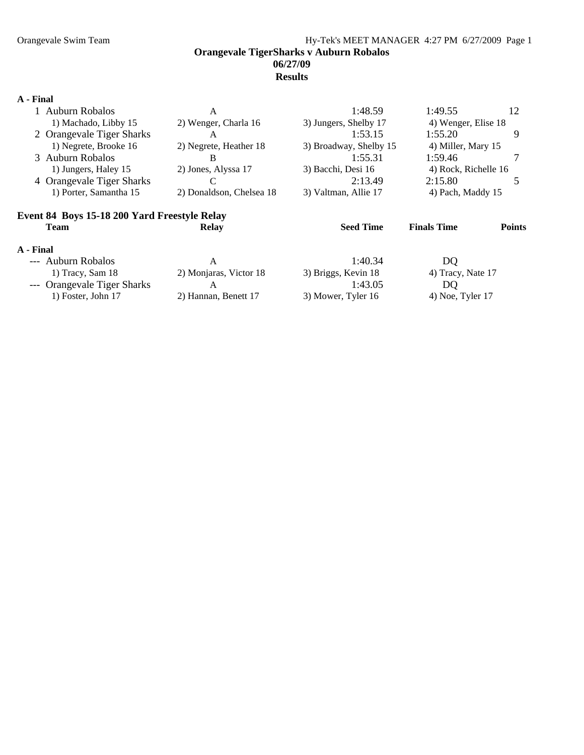**Orangevale TigerSharks v Auburn Robalos**
**06/27/09**
**Results**

**A - Final**

| | | | | |
|---|---|---|---|---|
| 1 Auburn Robalos | A | 1:48.59 | 1:49.55 | 12 |
| 1) Machado, Libby 15 | 2) Wenger, Charla 16 | 3) Jungers, Shelby 17 | 4) Wenger, Elise 18 | |
| 2 Orangevale Tiger Sharks | A | 1:53.15 | 1:55.20 | 9 |
| 1) Negrete, Brooke 16 | 2) Negrete, Heather 18 | 3) Broadway, Shelby 15 | 4) Miller, Mary 15 | |
| 3 Auburn Robalos | B | 1:55.31 | 1:59.46 | 7 |
| 1) Jungers, Haley 15 | 2) Jones, Alyssa 17 | 3) Bacchi, Desi 16 | 4) Rock, Richelle 16 | |
| 4 Orangevale Tiger Sharks | C | 2:13.49 | 2:15.80 | 5 |
| 1) Porter, Samantha 15 | 2) Donaldson, Chelsea 18 | 3) Valtman, Allie 17 | 4) Pach, Maddy 15 | |

**Event 84 Boys 15-18 200 Yard Freestyle Relay**

| Team | Relay | Seed Time | Finals Time | Points |
|---|---|---|---|---|
| **A - Final** | | | | |
| --- Auburn Robalos | A | 1:40.34 | DQ | |
| 1) Tracy, Sam 18 | 2) Monjaras, Victor 18 | 3) Briggs, Kevin 18 | 4) Tracy, Nate 17 | |
| --- Orangevale Tiger Sharks | A | 1:43.05 | DQ | |
| 1) Foster, John 17 | 2) Hannan, Benett 17 | 3) Mower, Tyler 16 | 4) Noe, Tyler 17 | |